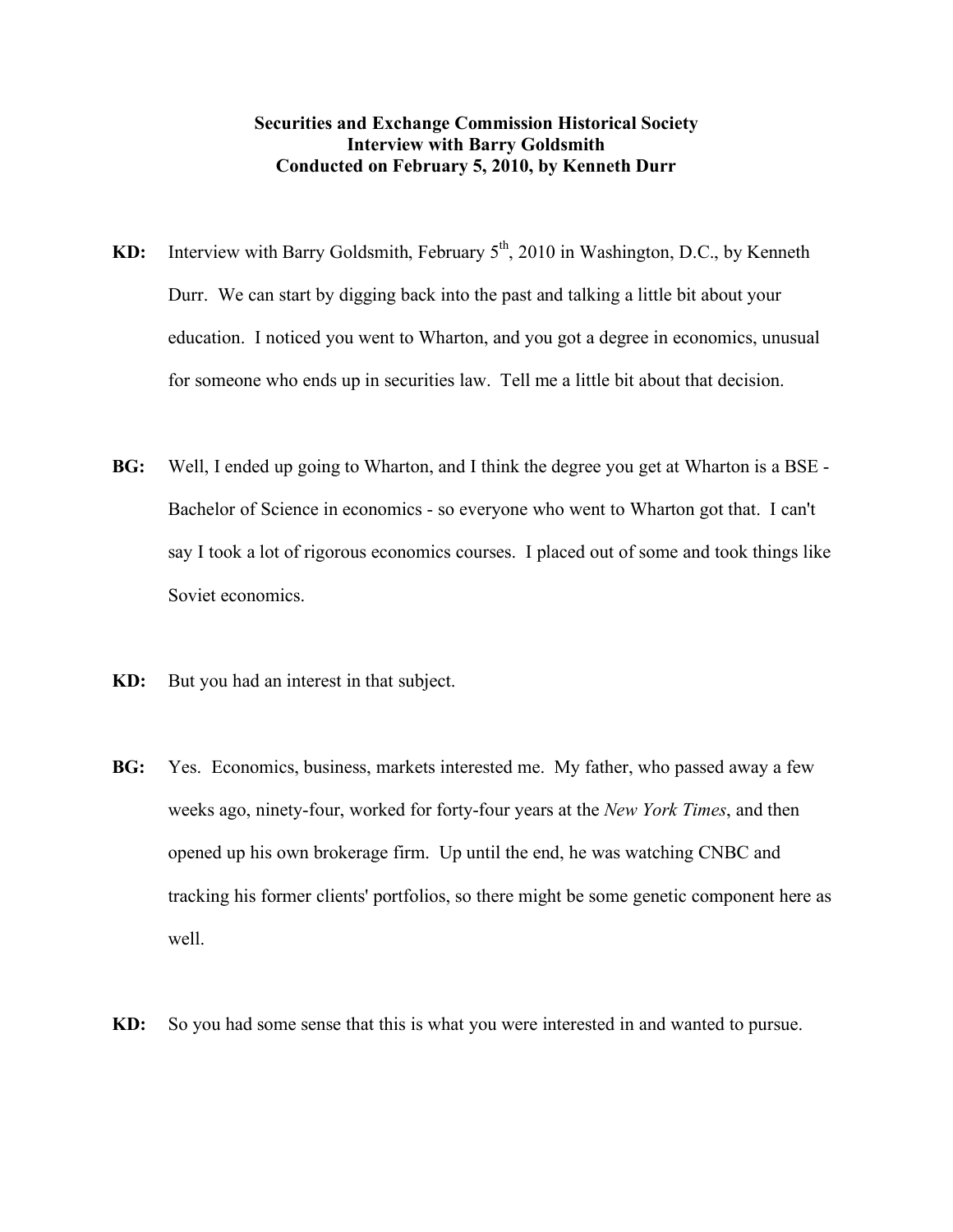**Securities and Exchange Commission Historical Society**
**Interview with Barry Goldsmith**
**Conducted on February 5, 2010, by Kenneth Durr**

**KD:** Interview with Barry Goldsmith, February 5th, 2010 in Washington, D.C., by Kenneth Durr. We can start by digging back into the past and talking a little bit about your education. I noticed you went to Wharton, and you got a degree in economics, unusual for someone who ends up in securities law. Tell me a little bit about that decision.

**BG:** Well, I ended up going to Wharton, and I think the degree you get at Wharton is a BSE - Bachelor of Science in economics - so everyone who went to Wharton got that. I can't say I took a lot of rigorous economics courses. I placed out of some and took things like Soviet economics.

**KD:** But you had an interest in that subject.

**BG:** Yes. Economics, business, markets interested me. My father, who passed away a few weeks ago, ninety-four, worked for forty-four years at the *New York Times*, and then opened up his own brokerage firm. Up until the end, he was watching CNBC and tracking his former clients' portfolios, so there might be some genetic component here as well.

**KD:** So you had some sense that this is what you were interested in and wanted to pursue.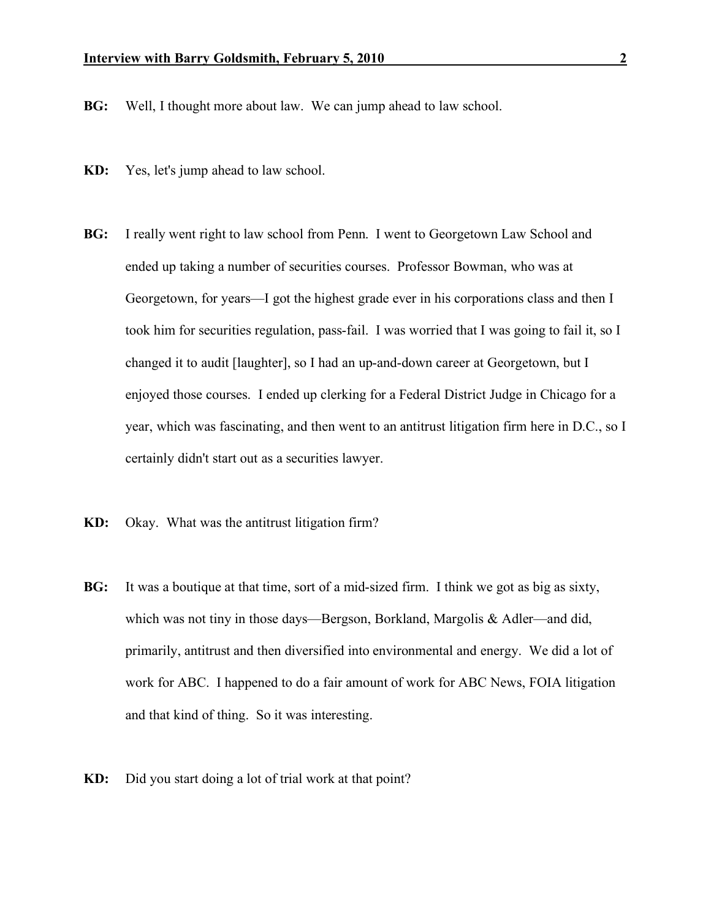**BG:** Well, I thought more about law. We can jump ahead to law school.

**KD:** Yes, let's jump ahead to law school.

**BG:** I really went right to law school from Penn. I went to Georgetown Law School and ended up taking a number of securities courses. Professor Bowman, who was at Georgetown, for years—I got the highest grade ever in his corporations class and then I took him for securities regulation, pass-fail. I was worried that I was going to fail it, so I changed it to audit [laughter], so I had an up-and-down career at Georgetown, but I enjoyed those courses. I ended up clerking for a Federal District Judge in Chicago for a year, which was fascinating, and then went to an antitrust litigation firm here in D.C., so I certainly didn't start out as a securities lawyer.

**KD:** Okay. What was the antitrust litigation firm?

**BG:** It was a boutique at that time, sort of a mid-sized firm. I think we got as big as sixty, which was not tiny in those days—Bergson, Borkland, Margolis & Adler—and did, primarily, antitrust and then diversified into environmental and energy. We did a lot of work for ABC. I happened to do a fair amount of work for ABC News, FOIA litigation and that kind of thing. So it was interesting.

**KD:** Did you start doing a lot of trial work at that point?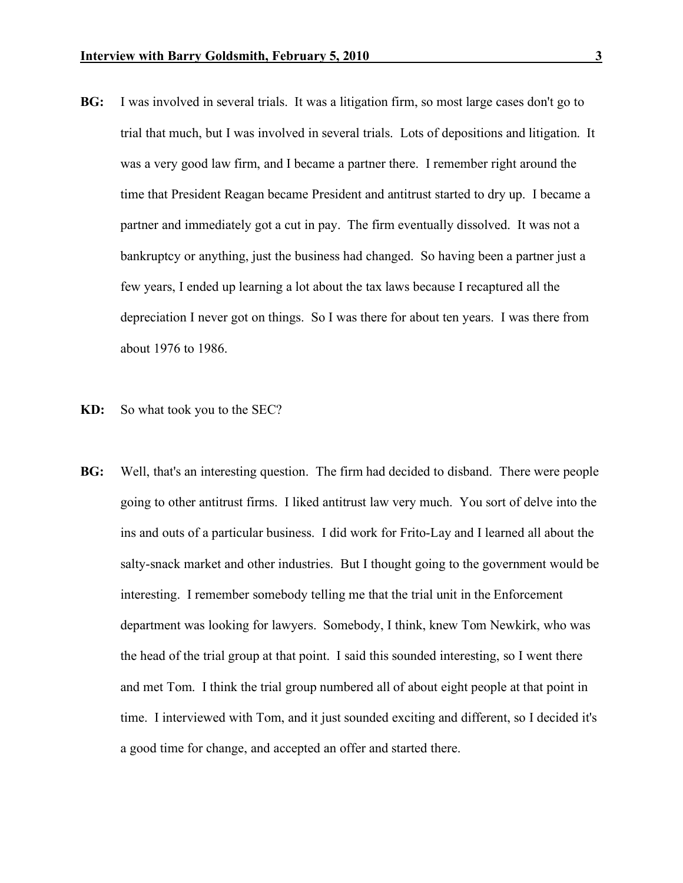**BG:** I was involved in several trials. It was a litigation firm, so most large cases don't go to trial that much, but I was involved in several trials. Lots of depositions and litigation. It was a very good law firm, and I became a partner there. I remember right around the time that President Reagan became President and antitrust started to dry up. I became a partner and immediately got a cut in pay. The firm eventually dissolved. It was not a bankruptcy or anything, just the business had changed. So having been a partner just a few years, I ended up learning a lot about the tax laws because I recaptured all the depreciation I never got on things. So I was there for about ten years. I was there from about 1976 to 1986.

**KD:** So what took you to the SEC?

**BG:** Well, that's an interesting question. The firm had decided to disband. There were people going to other antitrust firms. I liked antitrust law very much. You sort of delve into the ins and outs of a particular business. I did work for Frito-Lay and I learned all about the salty-snack market and other industries. But I thought going to the government would be interesting. I remember somebody telling me that the trial unit in the Enforcement department was looking for lawyers. Somebody, I think, knew Tom Newkirk, who was the head of the trial group at that point. I said this sounded interesting, so I went there and met Tom. I think the trial group numbered all of about eight people at that point in time. I interviewed with Tom, and it just sounded exciting and different, so I decided it's a good time for change, and accepted an offer and started there.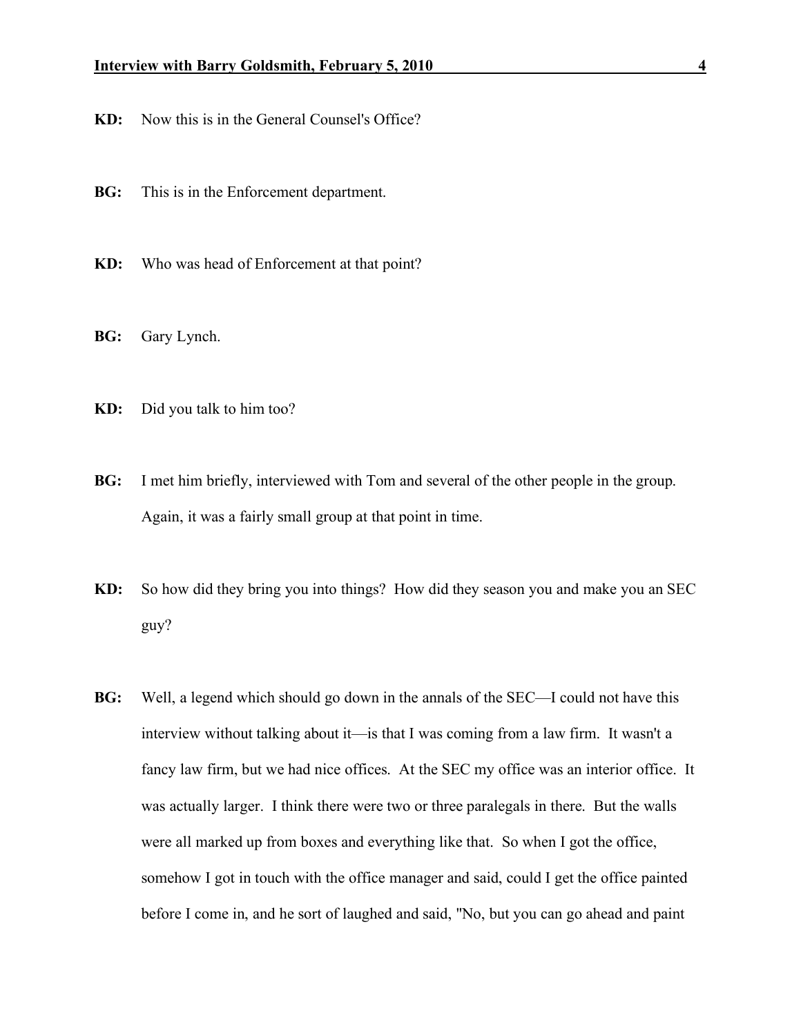**KD:** Now this is in the General Counsel's Office?

**BG:** This is in the Enforcement department.

**KD:** Who was head of Enforcement at that point?

**BG:** Gary Lynch.

**KD:** Did you talk to him too?

**BG:** I met him briefly, interviewed with Tom and several of the other people in the group. Again, it was a fairly small group at that point in time.

**KD:** So how did they bring you into things? How did they season you and make you an SEC guy?

**BG:** Well, a legend which should go down in the annals of the SEC—I could not have this interview without talking about it—is that I was coming from a law firm. It wasn't a fancy law firm, but we had nice offices. At the SEC my office was an interior office. It was actually larger. I think there were two or three paralegals in there. But the walls were all marked up from boxes and everything like that. So when I got the office, somehow I got in touch with the office manager and said, could I get the office painted before I come in, and he sort of laughed and said, "No, but you can go ahead and paint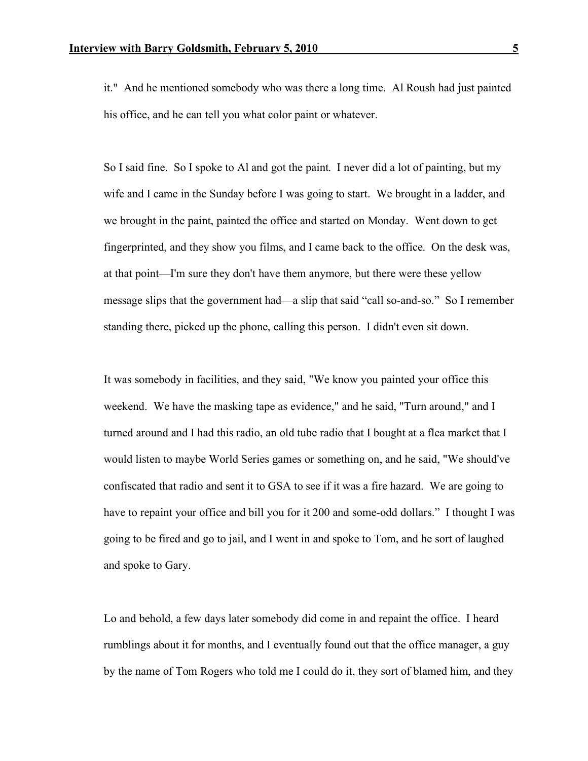it." And he mentioned somebody who was there a long time. Al Roush had just painted his office, and he can tell you what color paint or whatever.

So I said fine. So I spoke to Al and got the paint. I never did a lot of painting, but my wife and I came in the Sunday before I was going to start. We brought in a ladder, and we brought in the paint, painted the office and started on Monday. Went down to get fingerprinted, and they show you films, and I came back to the office. On the desk was, at that point—I'm sure they don't have them anymore, but there were these yellow message slips that the government had—a slip that said "call so-and-so." So I remember standing there, picked up the phone, calling this person. I didn't even sit down.

It was somebody in facilities, and they said, "We know you painted your office this weekend. We have the masking tape as evidence," and he said, "Turn around," and I turned around and I had this radio, an old tube radio that I bought at a flea market that I would listen to maybe World Series games or something on, and he said, "We should've confiscated that radio and sent it to GSA to see if it was a fire hazard. We are going to have to repaint your office and bill you for it 200 and some-odd dollars." I thought I was going to be fired and go to jail, and I went in and spoke to Tom, and he sort of laughed and spoke to Gary.

Lo and behold, a few days later somebody did come in and repaint the office. I heard rumblings about it for months, and I eventually found out that the office manager, a guy by the name of Tom Rogers who told me I could do it, they sort of blamed him, and they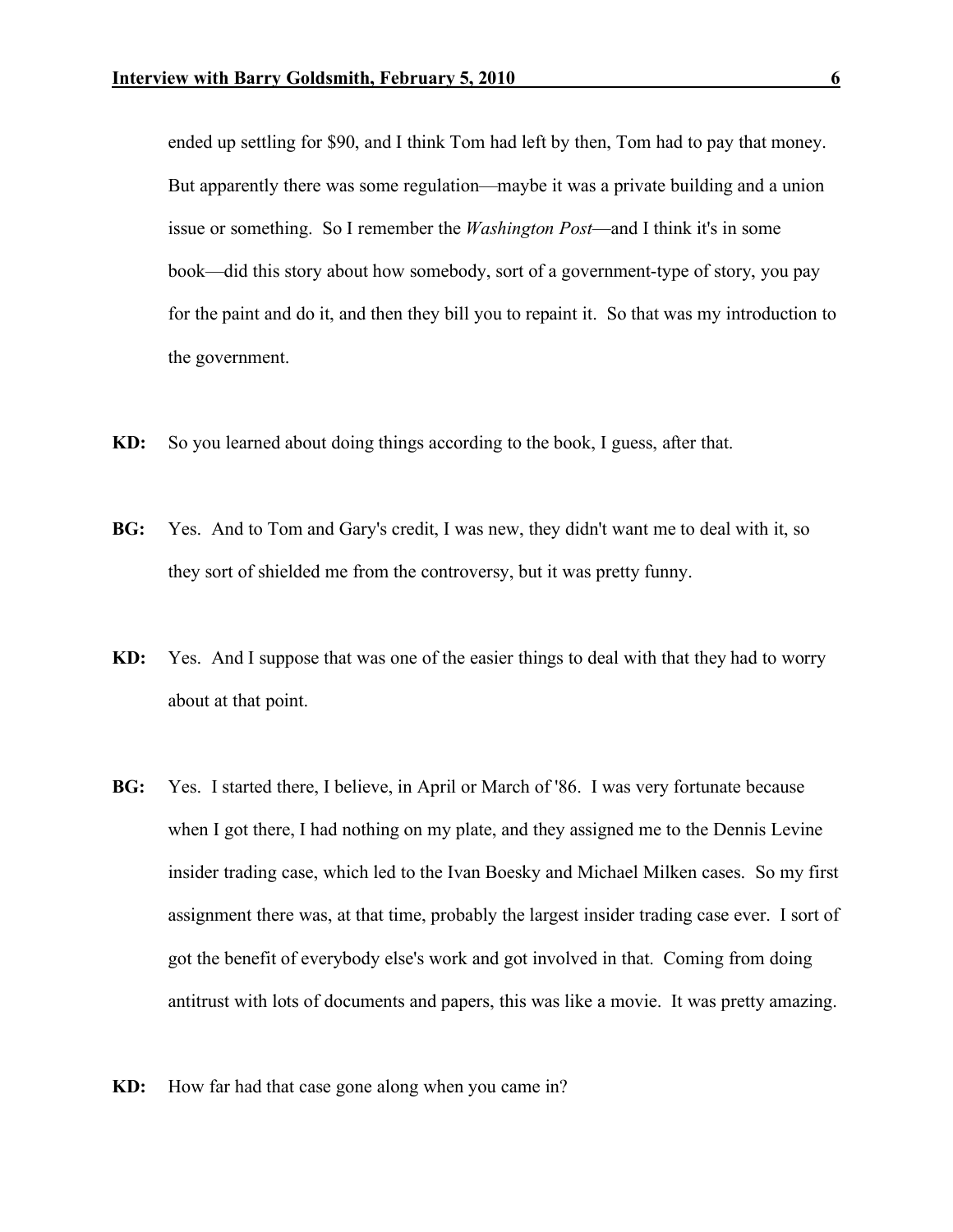ended up settling for $90, and I think Tom had left by then, Tom had to pay that money. But apparently there was some regulation—maybe it was a private building and a union issue or something. So I remember the *Washington Post*—and I think it's in some book—did this story about how somebody, sort of a government-type of story, you pay for the paint and do it, and then they bill you to repaint it. So that was my introduction to the government.

**KD:** So you learned about doing things according to the book, I guess, after that.

**BG:** Yes. And to Tom and Gary's credit, I was new, they didn't want me to deal with it, so they sort of shielded me from the controversy, but it was pretty funny.

**KD:** Yes. And I suppose that was one of the easier things to deal with that they had to worry about at that point.

**BG:** Yes. I started there, I believe, in April or March of '86. I was very fortunate because when I got there, I had nothing on my plate, and they assigned me to the Dennis Levine insider trading case, which led to the Ivan Boesky and Michael Milken cases. So my first assignment there was, at that time, probably the largest insider trading case ever. I sort of got the benefit of everybody else's work and got involved in that. Coming from doing antitrust with lots of documents and papers, this was like a movie. It was pretty amazing.

**KD:** How far had that case gone along when you came in?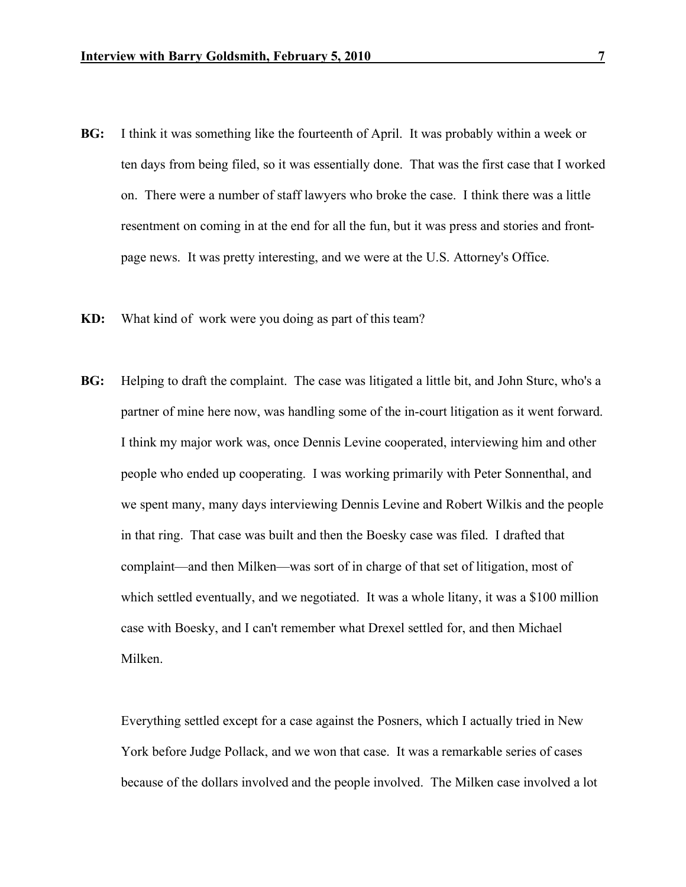**BG:** I think it was something like the fourteenth of April. It was probably within a week or ten days from being filed, so it was essentially done. That was the first case that I worked on. There were a number of staff lawyers who broke the case. I think there was a little resentment on coming in at the end for all the fun, but it was press and stories and front-page news. It was pretty interesting, and we were at the U.S. Attorney's Office.

**KD:** What kind of work were you doing as part of this team?

**BG:** Helping to draft the complaint. The case was litigated a little bit, and John Sturc, who's a partner of mine here now, was handling some of the in-court litigation as it went forward. I think my major work was, once Dennis Levine cooperated, interviewing him and other people who ended up cooperating. I was working primarily with Peter Sonnenthal, and we spent many, many days interviewing Dennis Levine and Robert Wilkis and the people in that ring. That case was built and then the Boesky case was filed. I drafted that complaint—and then Milken—was sort of in charge of that set of litigation, most of which settled eventually, and we negotiated. It was a whole litany, it was a $100 million case with Boesky, and I can't remember what Drexel settled for, and then Michael Milken.

Everything settled except for a case against the Posners, which I actually tried in New York before Judge Pollack, and we won that case. It was a remarkable series of cases because of the dollars involved and the people involved. The Milken case involved a lot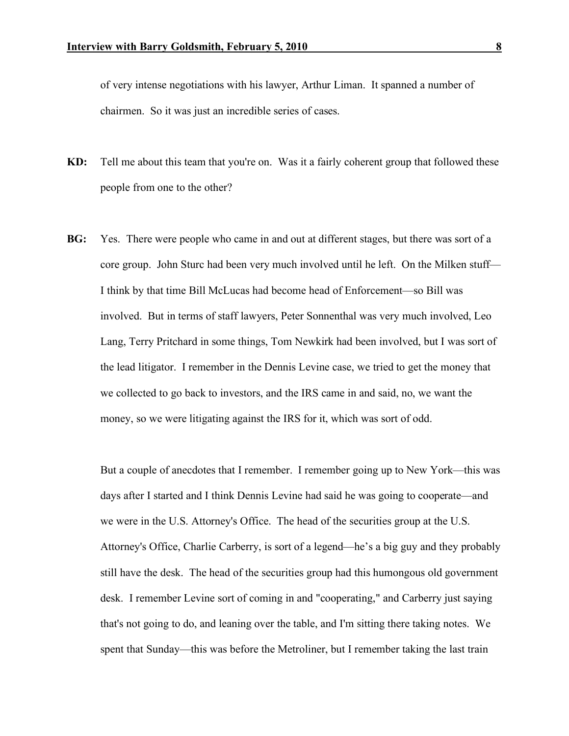of very intense negotiations with his lawyer, Arthur Liman. It spanned a number of chairmen. So it was just an incredible series of cases.

**KD:** Tell me about this team that you're on. Was it a fairly coherent group that followed these people from one to the other?

**BG:** Yes. There were people who came in and out at different stages, but there was sort of a core group. John Sturc had been very much involved until he left. On the Milken stuff—I think by that time Bill McLucas had become head of Enforcement—so Bill was involved. But in terms of staff lawyers, Peter Sonnenthal was very much involved, Leo Lang, Terry Pritchard in some things, Tom Newkirk had been involved, but I was sort of the lead litigator. I remember in the Dennis Levine case, we tried to get the money that we collected to go back to investors, and the IRS came in and said, no, we want the money, so we were litigating against the IRS for it, which was sort of odd.

But a couple of anecdotes that I remember. I remember going up to New York—this was days after I started and I think Dennis Levine had said he was going to cooperate—and we were in the U.S. Attorney's Office. The head of the securities group at the U.S. Attorney's Office, Charlie Carberry, is sort of a legend—he's a big guy and they probably still have the desk. The head of the securities group had this humongous old government desk. I remember Levine sort of coming in and "cooperating," and Carberry just saying that's not going to do, and leaning over the table, and I'm sitting there taking notes. We spent that Sunday—this was before the Metroliner, but I remember taking the last train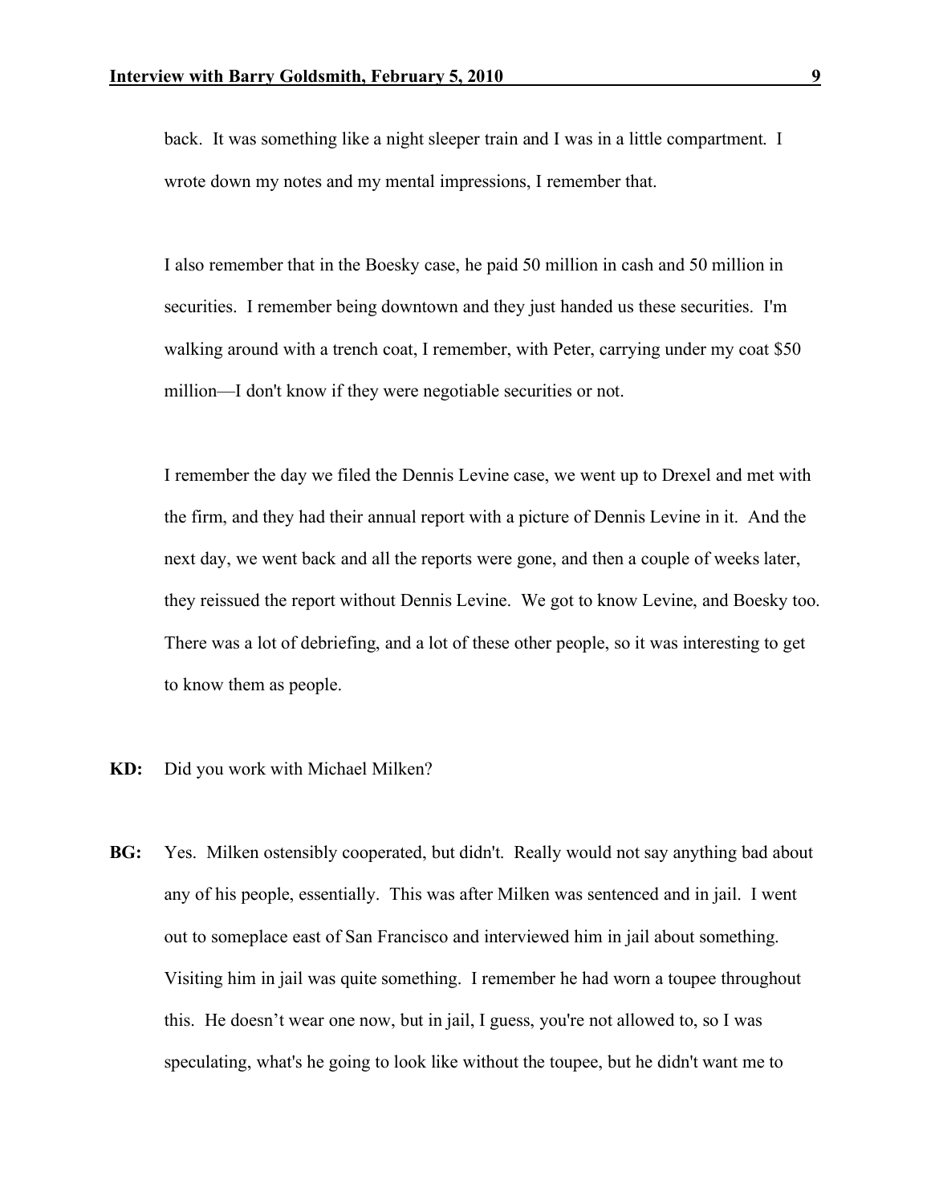back. It was something like a night sleeper train and I was in a little compartment. I wrote down my notes and my mental impressions, I remember that.

I also remember that in the Boesky case, he paid 50 million in cash and 50 million in securities. I remember being downtown and they just handed us these securities. I'm walking around with a trench coat, I remember, with Peter, carrying under my coat $50 million—I don't know if they were negotiable securities or not.

I remember the day we filed the Dennis Levine case, we went up to Drexel and met with the firm, and they had their annual report with a picture of Dennis Levine in it. And the next day, we went back and all the reports were gone, and then a couple of weeks later, they reissued the report without Dennis Levine. We got to know Levine, and Boesky too. There was a lot of debriefing, and a lot of these other people, so it was interesting to get to know them as people.

**KD:** Did you work with Michael Milken?

**BG:** Yes. Milken ostensibly cooperated, but didn't. Really would not say anything bad about any of his people, essentially. This was after Milken was sentenced and in jail. I went out to someplace east of San Francisco and interviewed him in jail about something. Visiting him in jail was quite something. I remember he had worn a toupee throughout this. He doesn't wear one now, but in jail, I guess, you're not allowed to, so I was speculating, what's he going to look like without the toupee, but he didn't want me to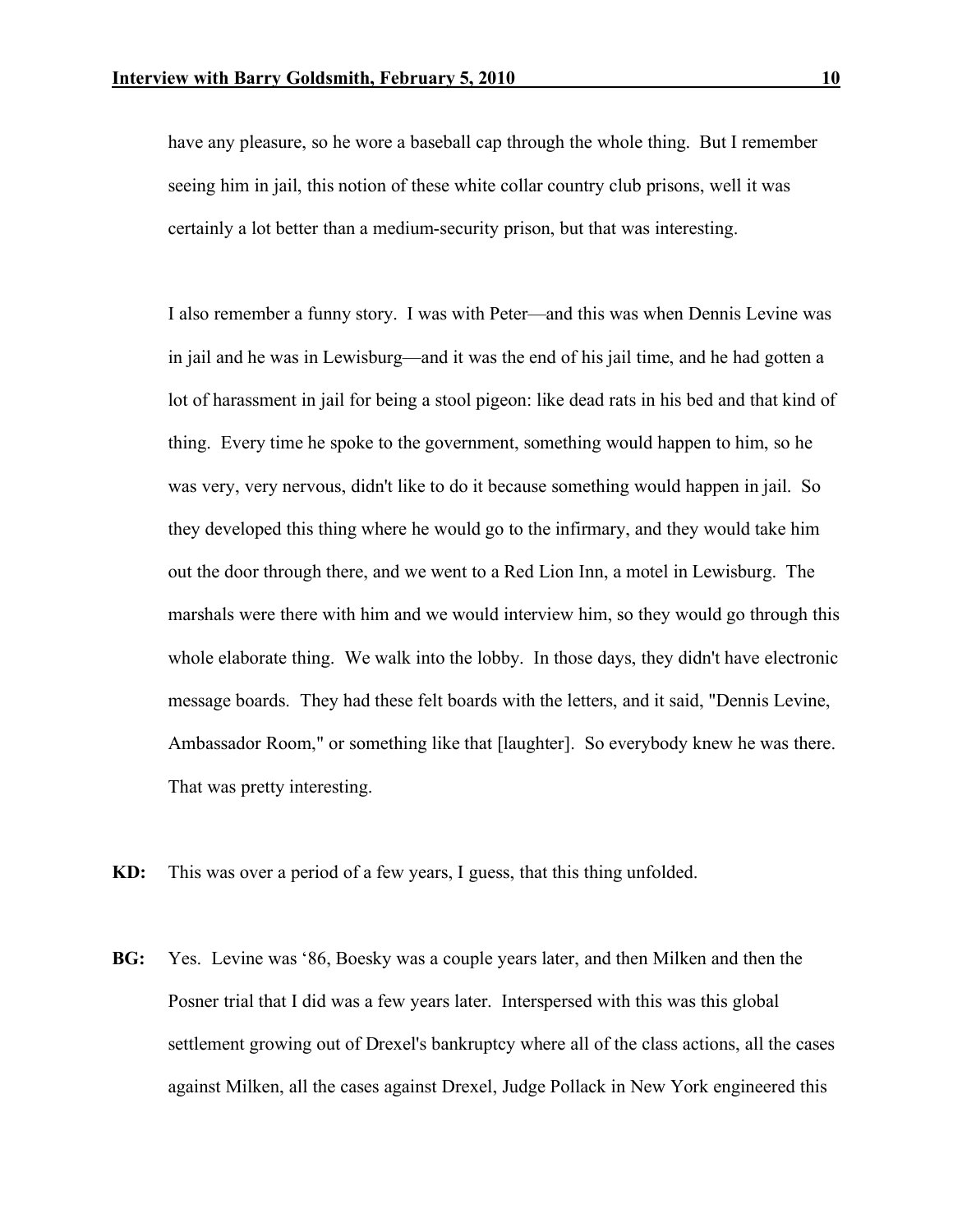have any pleasure, so he wore a baseball cap through the whole thing. But I remember seeing him in jail, this notion of these white collar country club prisons, well it was certainly a lot better than a medium-security prison, but that was interesting.

I also remember a funny story. I was with Peter—and this was when Dennis Levine was in jail and he was in Lewisburg—and it was the end of his jail time, and he had gotten a lot of harassment in jail for being a stool pigeon: like dead rats in his bed and that kind of thing. Every time he spoke to the government, something would happen to him, so he was very, very nervous, didn't like to do it because something would happen in jail. So they developed this thing where he would go to the infirmary, and they would take him out the door through there, and we went to a Red Lion Inn, a motel in Lewisburg. The marshals were there with him and we would interview him, so they would go through this whole elaborate thing. We walk into the lobby. In those days, they didn't have electronic message boards. They had these felt boards with the letters, and it said, "Dennis Levine, Ambassador Room," or something like that [laughter]. So everybody knew he was there. That was pretty interesting.

**KD:** This was over a period of a few years, I guess, that this thing unfolded.

**BG:** Yes. Levine was '86, Boesky was a couple years later, and then Milken and then the Posner trial that I did was a few years later. Interspersed with this was this global settlement growing out of Drexel's bankruptcy where all of the class actions, all the cases against Milken, all the cases against Drexel, Judge Pollack in New York engineered this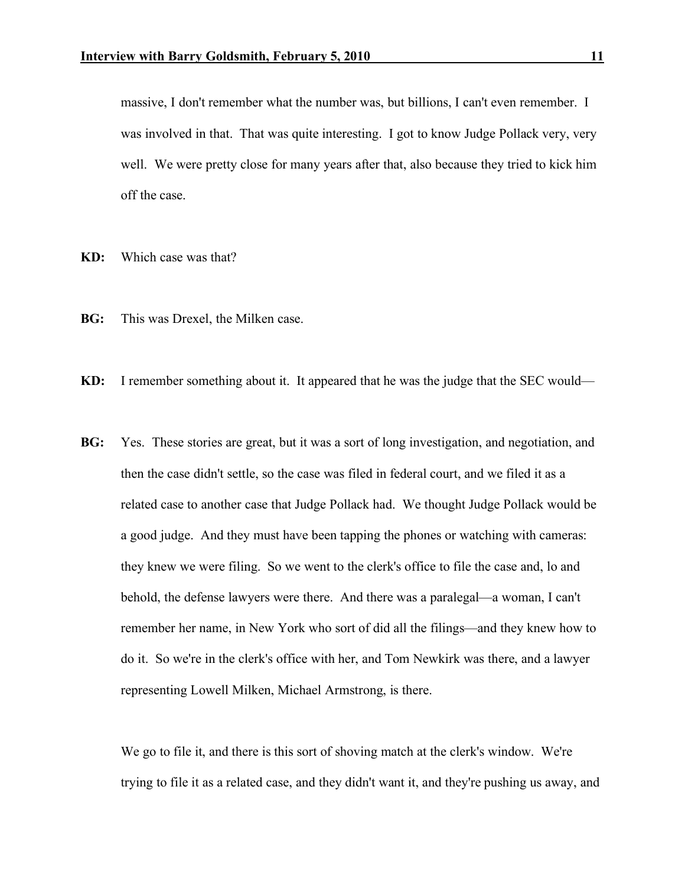massive, I don't remember what the number was, but billions, I can't even remember. I was involved in that. That was quite interesting. I got to know Judge Pollack very, very well. We were pretty close for many years after that, also because they tried to kick him off the case.

**KD:** Which case was that?

**BG:** This was Drexel, the Milken case.

**KD:** I remember something about it. It appeared that he was the judge that the SEC would—

**BG:** Yes. These stories are great, but it was a sort of long investigation, and negotiation, and then the case didn't settle, so the case was filed in federal court, and we filed it as a related case to another case that Judge Pollack had. We thought Judge Pollack would be a good judge. And they must have been tapping the phones or watching with cameras: they knew we were filing. So we went to the clerk's office to file the case and, lo and behold, the defense lawyers were there. And there was a paralegal—a woman, I can't remember her name, in New York who sort of did all the filings—and they knew how to do it. So we're in the clerk's office with her, and Tom Newkirk was there, and a lawyer representing Lowell Milken, Michael Armstrong, is there.

We go to file it, and there is this sort of shoving match at the clerk's window. We're trying to file it as a related case, and they didn't want it, and they're pushing us away, and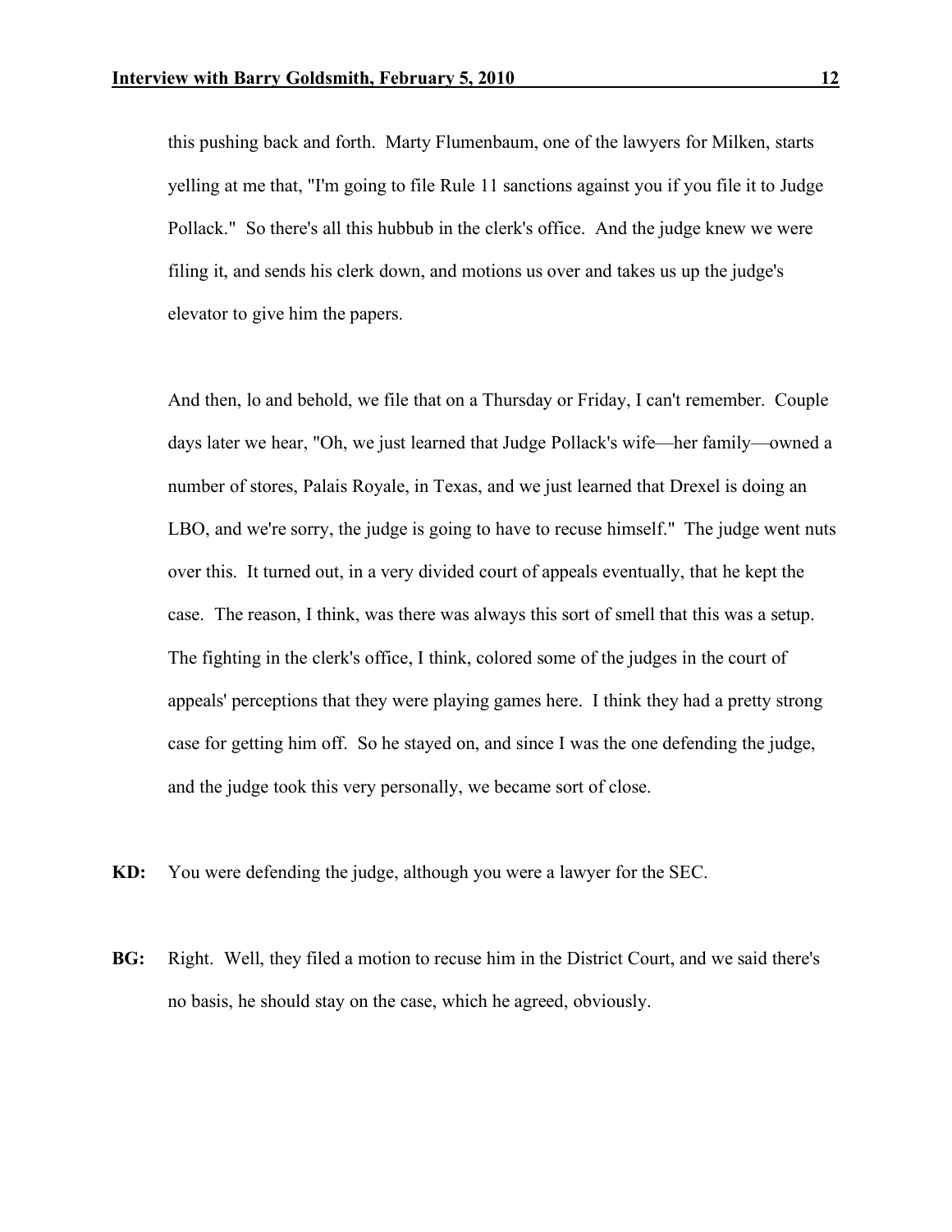this pushing back and forth. Marty Flumenbaum, one of the lawyers for Milken, starts yelling at me that, "I'm going to file Rule 11 sanctions against you if you file it to Judge Pollack." So there's all this hubbub in the clerk's office. And the judge knew we were filing it, and sends his clerk down, and motions us over and takes us up the judge's elevator to give him the papers.

And then, lo and behold, we file that on a Thursday or Friday, I can't remember. Couple days later we hear, "Oh, we just learned that Judge Pollack's wife—her family—owned a number of stores, Palais Royale, in Texas, and we just learned that Drexel is doing an LBO, and we're sorry, the judge is going to have to recuse himself." The judge went nuts over this. It turned out, in a very divided court of appeals eventually, that he kept the case. The reason, I think, was there was always this sort of smell that this was a setup. The fighting in the clerk's office, I think, colored some of the judges in the court of appeals' perceptions that they were playing games here. I think they had a pretty strong case for getting him off. So he stayed on, and since I was the one defending the judge, and the judge took this very personally, we became sort of close.

**KD:** You were defending the judge, although you were a lawyer for the SEC.

**BG:** Right. Well, they filed a motion to recuse him in the District Court, and we said there's no basis, he should stay on the case, which he agreed, obviously.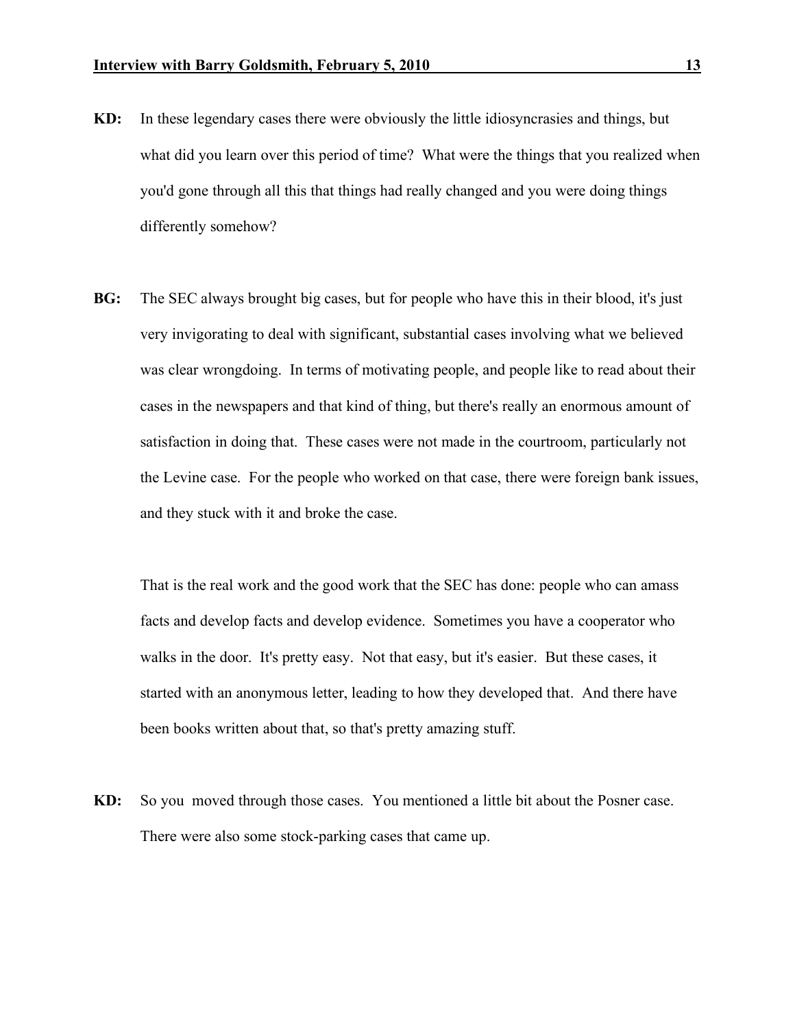**KD:** In these legendary cases there were obviously the little idiosyncrasies and things, but what did you learn over this period of time? What were the things that you realized when you'd gone through all this that things had really changed and you were doing things differently somehow?

**BG:** The SEC always brought big cases, but for people who have this in their blood, it's just very invigorating to deal with significant, substantial cases involving what we believed was clear wrongdoing. In terms of motivating people, and people like to read about their cases in the newspapers and that kind of thing, but there's really an enormous amount of satisfaction in doing that. These cases were not made in the courtroom, particularly not the Levine case. For the people who worked on that case, there were foreign bank issues, and they stuck with it and broke the case.

That is the real work and the good work that the SEC has done: people who can amass facts and develop facts and develop evidence. Sometimes you have a cooperator who walks in the door. It's pretty easy. Not that easy, but it's easier. But these cases, it started with an anonymous letter, leading to how they developed that. And there have been books written about that, so that's pretty amazing stuff.

**KD:** So you moved through those cases. You mentioned a little bit about the Posner case. There were also some stock-parking cases that came up.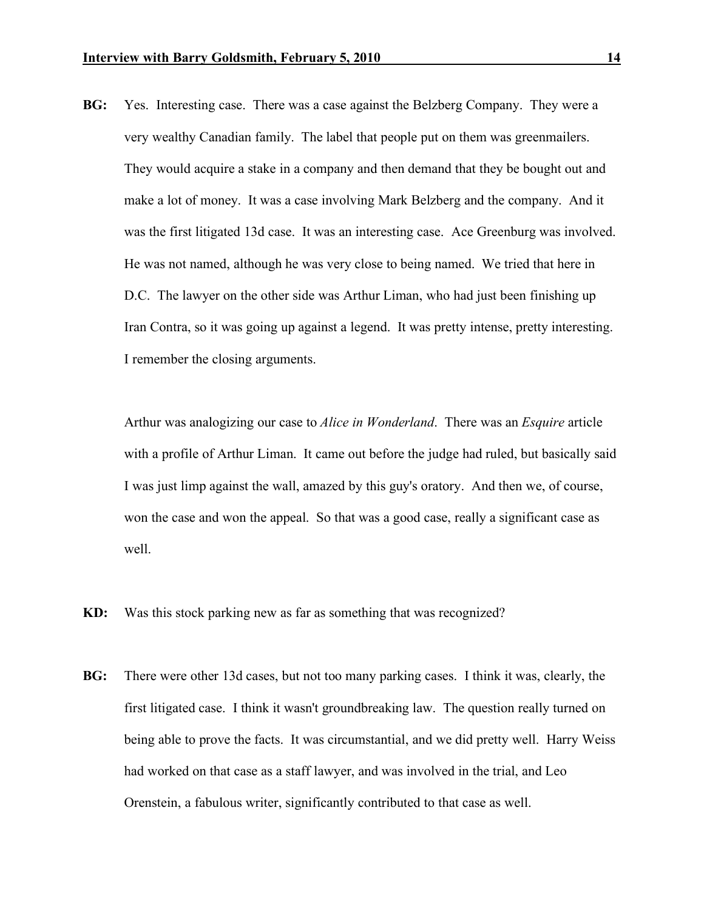**BG:** Yes. Interesting case. There was a case against the Belzberg Company. They were a very wealthy Canadian family. The label that people put on them was greenmailers. They would acquire a stake in a company and then demand that they be bought out and make a lot of money. It was a case involving Mark Belzberg and the company. And it was the first litigated 13d case. It was an interesting case. Ace Greenburg was involved. He was not named, although he was very close to being named. We tried that here in D.C. The lawyer on the other side was Arthur Liman, who had just been finishing up Iran Contra, so it was going up against a legend. It was pretty intense, pretty interesting. I remember the closing arguments.

Arthur was analogizing our case to *Alice in Wonderland*. There was an *Esquire* article with a profile of Arthur Liman. It came out before the judge had ruled, but basically said I was just limp against the wall, amazed by this guy's oratory. And then we, of course, won the case and won the appeal. So that was a good case, really a significant case as well.

**KD:** Was this stock parking new as far as something that was recognized?

**BG:** There were other 13d cases, but not too many parking cases. I think it was, clearly, the first litigated case. I think it wasn't groundbreaking law. The question really turned on being able to prove the facts. It was circumstantial, and we did pretty well. Harry Weiss had worked on that case as a staff lawyer, and was involved in the trial, and Leo Orenstein, a fabulous writer, significantly contributed to that case as well.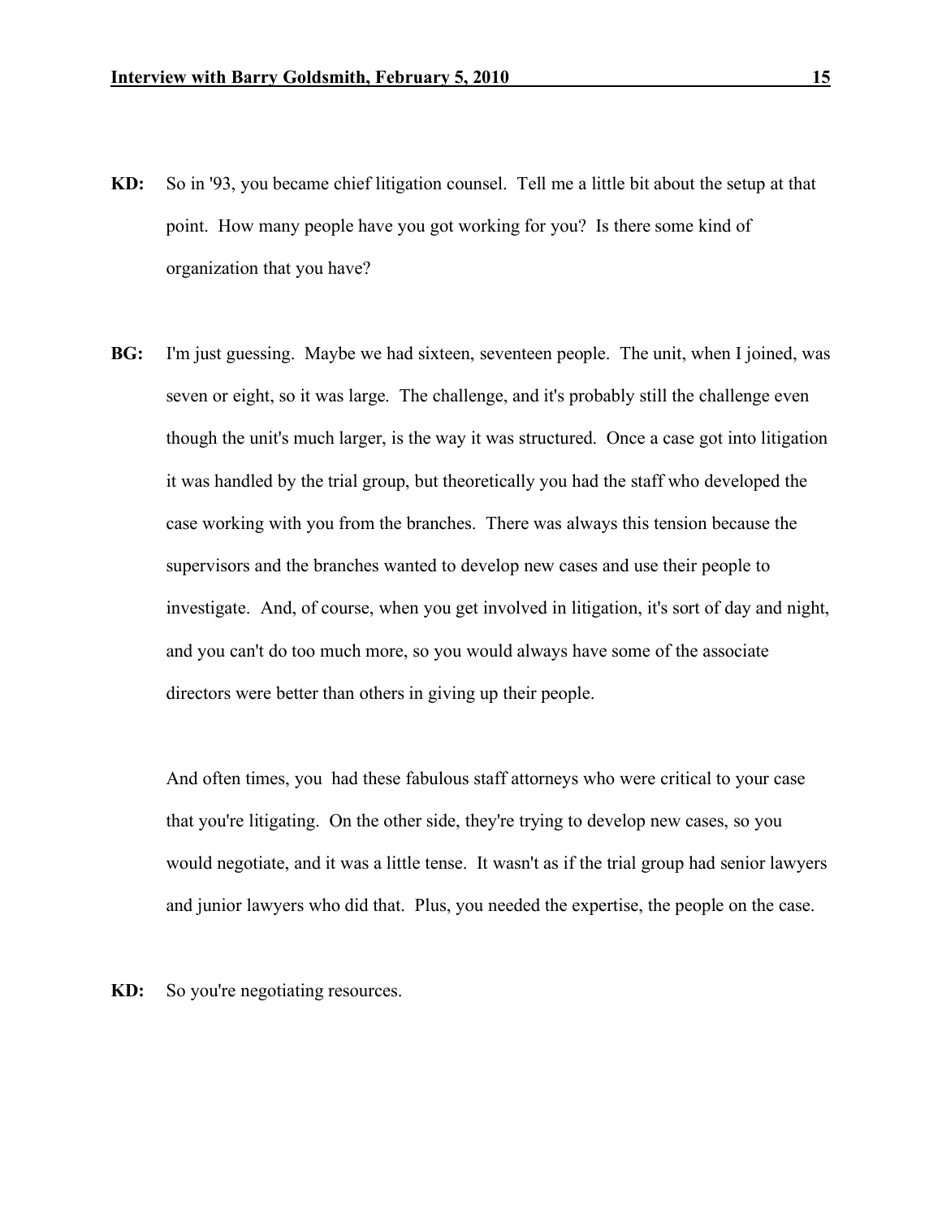**KD:** So in '93, you became chief litigation counsel. Tell me a little bit about the setup at that point. How many people have you got working for you? Is there some kind of organization that you have?

**BG:** I'm just guessing. Maybe we had sixteen, seventeen people. The unit, when I joined, was seven or eight, so it was large. The challenge, and it's probably still the challenge even though the unit's much larger, is the way it was structured. Once a case got into litigation it was handled by the trial group, but theoretically you had the staff who developed the case working with you from the branches. There was always this tension because the supervisors and the branches wanted to develop new cases and use their people to investigate. And, of course, when you get involved in litigation, it's sort of day and night, and you can't do too much more, so you would always have some of the associate directors were better than others in giving up their people.

And often times, you had these fabulous staff attorneys who were critical to your case that you're litigating. On the other side, they're trying to develop new cases, so you would negotiate, and it was a little tense. It wasn't as if the trial group had senior lawyers and junior lawyers who did that. Plus, you needed the expertise, the people on the case.

**KD:** So you're negotiating resources.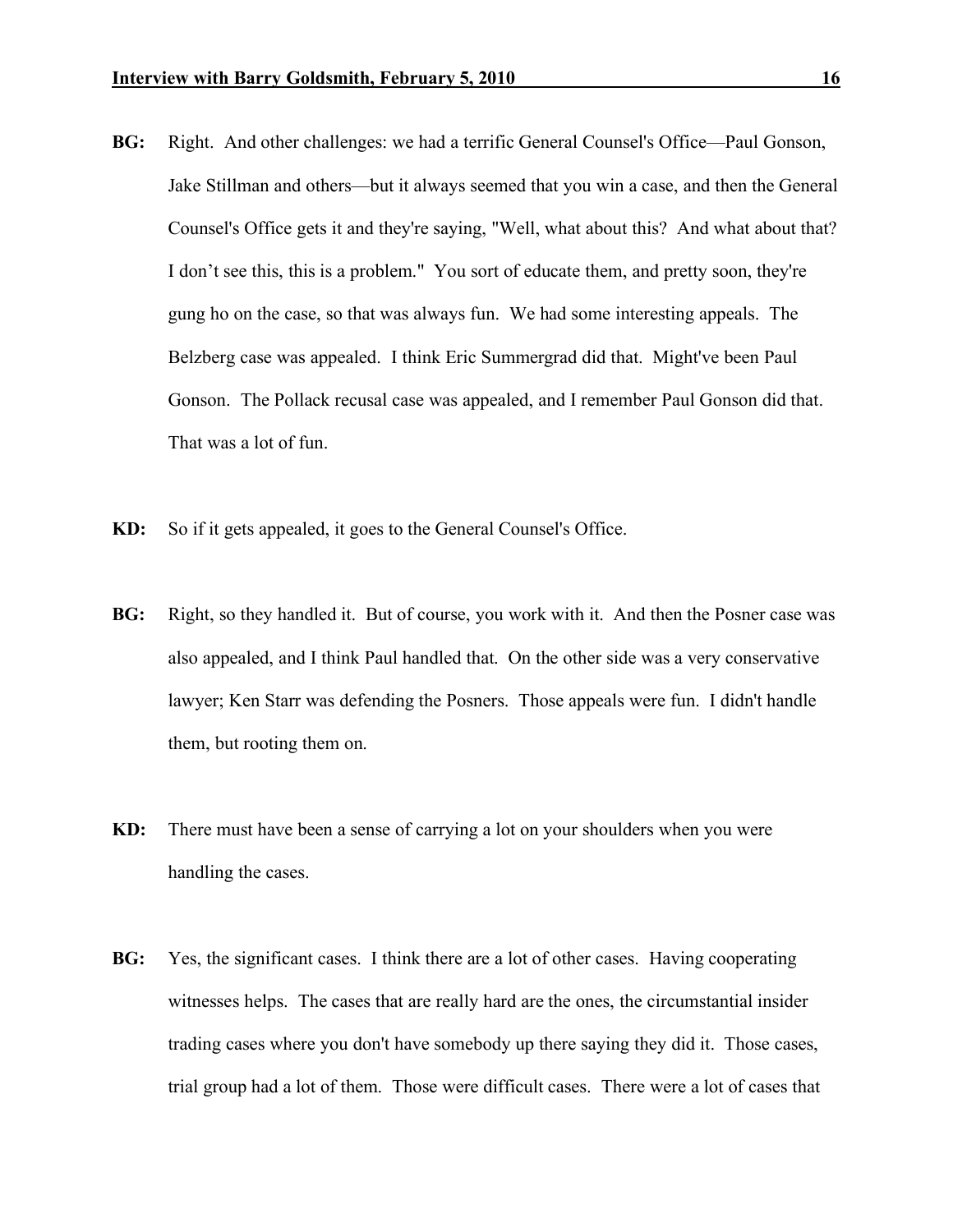**BG:** Right. And other challenges: we had a terrific General Counsel's Office—Paul Gonson, Jake Stillman and others—but it always seemed that you win a case, and then the General Counsel's Office gets it and they're saying, "Well, what about this? And what about that? I don't see this, this is a problem." You sort of educate them, and pretty soon, they're gung ho on the case, so that was always fun. We had some interesting appeals. The Belzberg case was appealed. I think Eric Summergrad did that. Might've been Paul Gonson. The Pollack recusal case was appealed, and I remember Paul Gonson did that. That was a lot of fun.

**KD:** So if it gets appealed, it goes to the General Counsel's Office.

**BG:** Right, so they handled it. But of course, you work with it. And then the Posner case was also appealed, and I think Paul handled that. On the other side was a very conservative lawyer; Ken Starr was defending the Posners. Those appeals were fun. I didn't handle them, but rooting them on.

**KD:** There must have been a sense of carrying a lot on your shoulders when you were handling the cases.

**BG:** Yes, the significant cases. I think there are a lot of other cases. Having cooperating witnesses helps. The cases that are really hard are the ones, the circumstantial insider trading cases where you don't have somebody up there saying they did it. Those cases, trial group had a lot of them. Those were difficult cases. There were a lot of cases that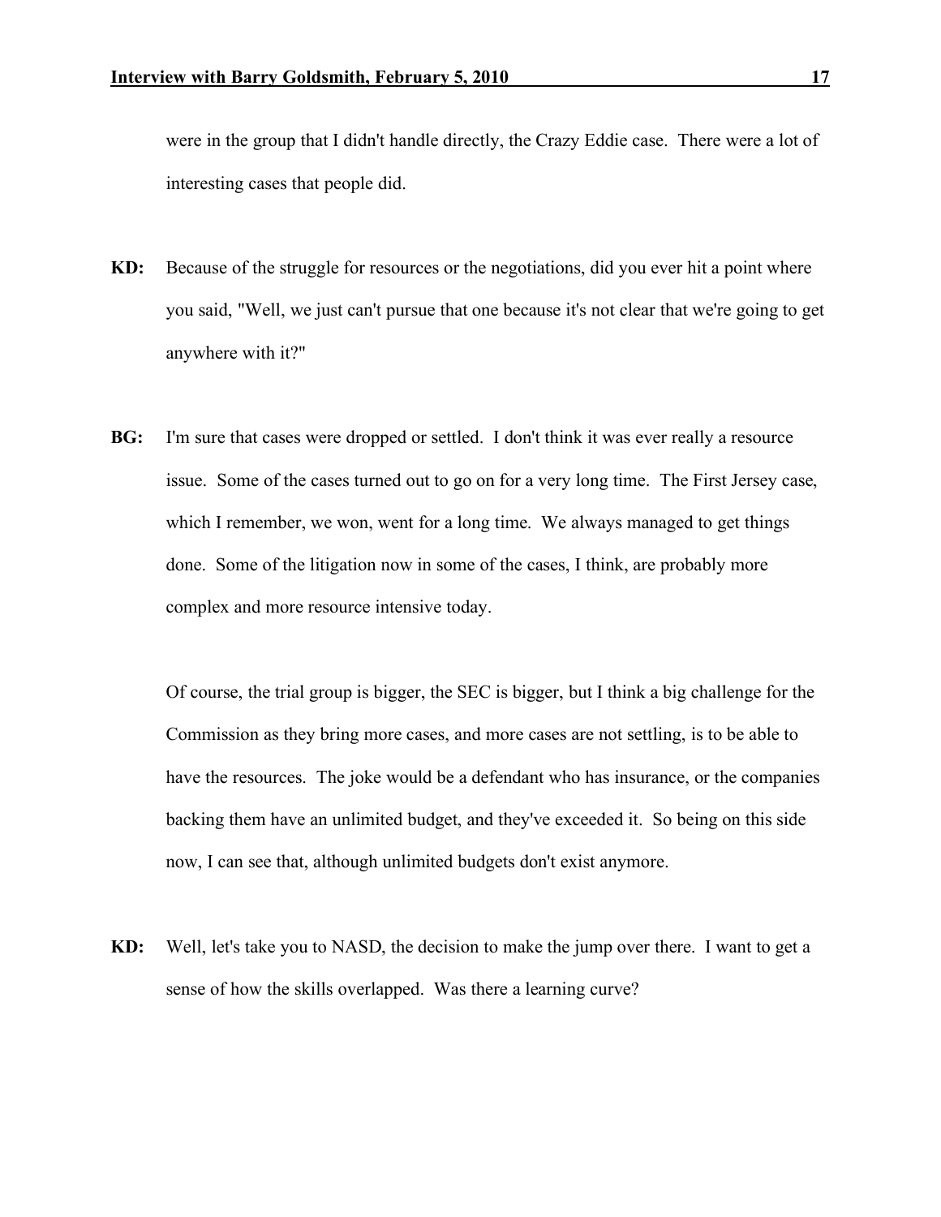were in the group that I didn't handle directly, the Crazy Eddie case. There were a lot of interesting cases that people did.

**KD:** Because of the struggle for resources or the negotiations, did you ever hit a point where you said, "Well, we just can't pursue that one because it's not clear that we're going to get anywhere with it?"

**BG:** I'm sure that cases were dropped or settled. I don't think it was ever really a resource issue. Some of the cases turned out to go on for a very long time. The First Jersey case, which I remember, we won, went for a long time. We always managed to get things done. Some of the litigation now in some of the cases, I think, are probably more complex and more resource intensive today.

Of course, the trial group is bigger, the SEC is bigger, but I think a big challenge for the Commission as they bring more cases, and more cases are not settling, is to be able to have the resources. The joke would be a defendant who has insurance, or the companies backing them have an unlimited budget, and they've exceeded it. So being on this side now, I can see that, although unlimited budgets don't exist anymore.

**KD:** Well, let's take you to NASD, the decision to make the jump over there. I want to get a sense of how the skills overlapped. Was there a learning curve?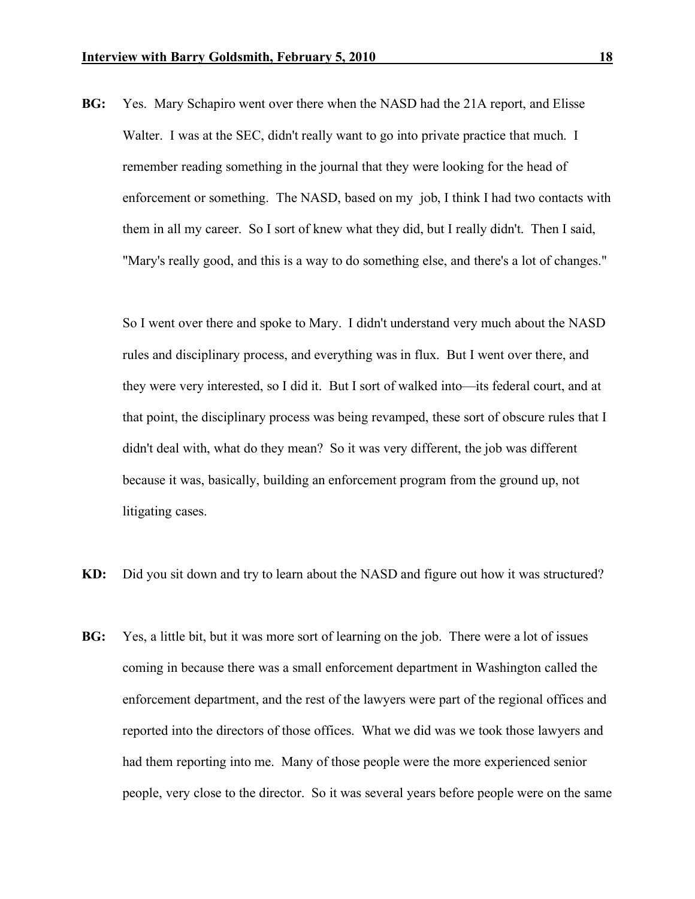**BG:** Yes. Mary Schapiro went over there when the NASD had the 21A report, and Elisse Walter. I was at the SEC, didn't really want to go into private practice that much. I remember reading something in the journal that they were looking for the head of enforcement or something. The NASD, based on my job, I think I had two contacts with them in all my career. So I sort of knew what they did, but I really didn't. Then I said, "Mary's really good, and this is a way to do something else, and there's a lot of changes."

So I went over there and spoke to Mary. I didn't understand very much about the NASD rules and disciplinary process, and everything was in flux. But I went over there, and they were very interested, so I did it. But I sort of walked into—its federal court, and at that point, the disciplinary process was being revamped, these sort of obscure rules that I didn't deal with, what do they mean? So it was very different, the job was different because it was, basically, building an enforcement program from the ground up, not litigating cases.

**KD:** Did you sit down and try to learn about the NASD and figure out how it was structured?

**BG:** Yes, a little bit, but it was more sort of learning on the job. There were a lot of issues coming in because there was a small enforcement department in Washington called the enforcement department, and the rest of the lawyers were part of the regional offices and reported into the directors of those offices. What we did was we took those lawyers and had them reporting into me. Many of those people were the more experienced senior people, very close to the director. So it was several years before people were on the same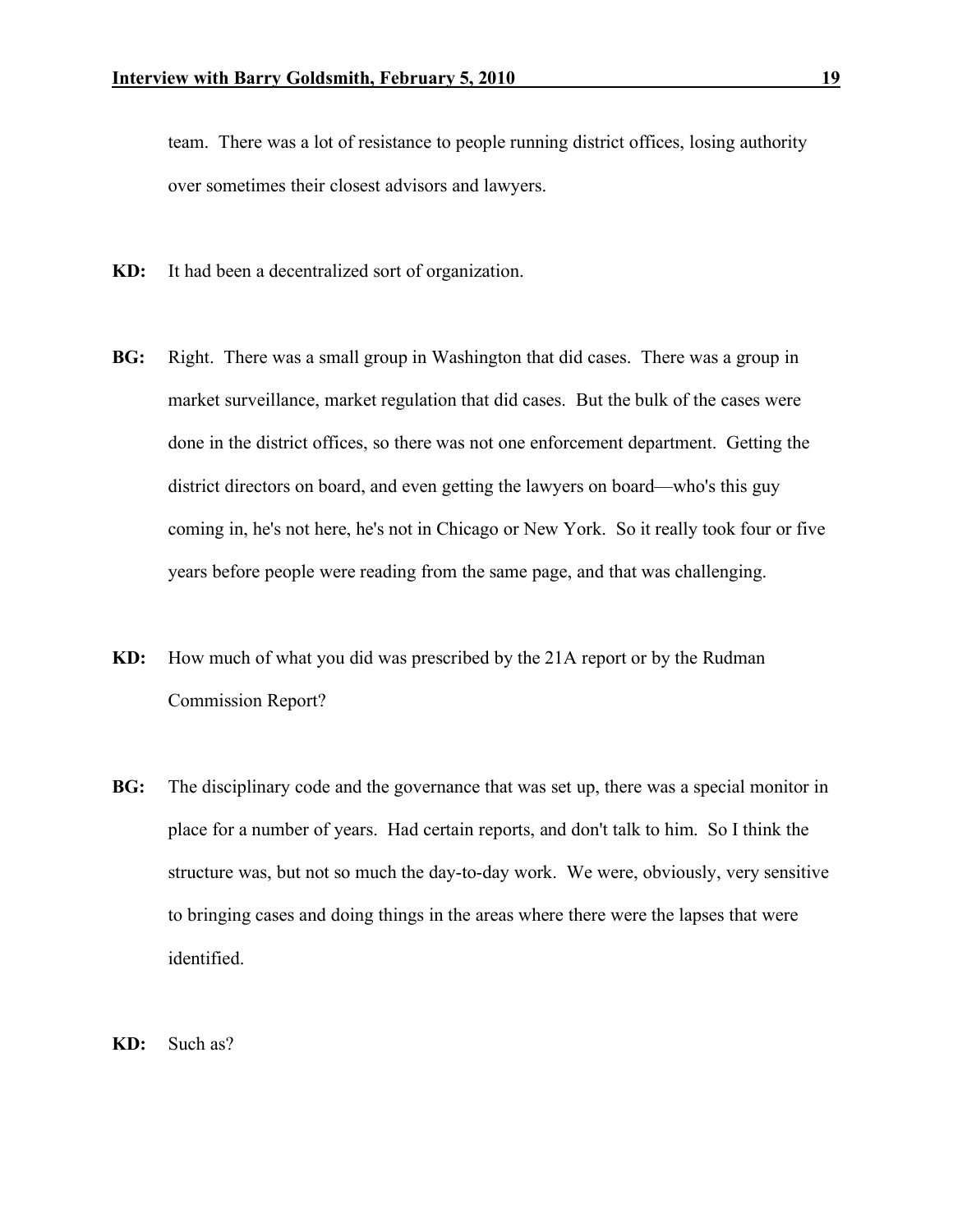team. There was a lot of resistance to people running district offices, losing authority over sometimes their closest advisors and lawyers.

**KD:** It had been a decentralized sort of organization.

**BG:** Right. There was a small group in Washington that did cases. There was a group in market surveillance, market regulation that did cases. But the bulk of the cases were done in the district offices, so there was not one enforcement department. Getting the district directors on board, and even getting the lawyers on board—who's this guy coming in, he's not here, he's not in Chicago or New York. So it really took four or five years before people were reading from the same page, and that was challenging.

**KD:** How much of what you did was prescribed by the 21A report or by the Rudman Commission Report?

**BG:** The disciplinary code and the governance that was set up, there was a special monitor in place for a number of years. Had certain reports, and don't talk to him. So I think the structure was, but not so much the day-to-day work. We were, obviously, very sensitive to bringing cases and doing things in the areas where there were the lapses that were identified.

**KD:** Such as?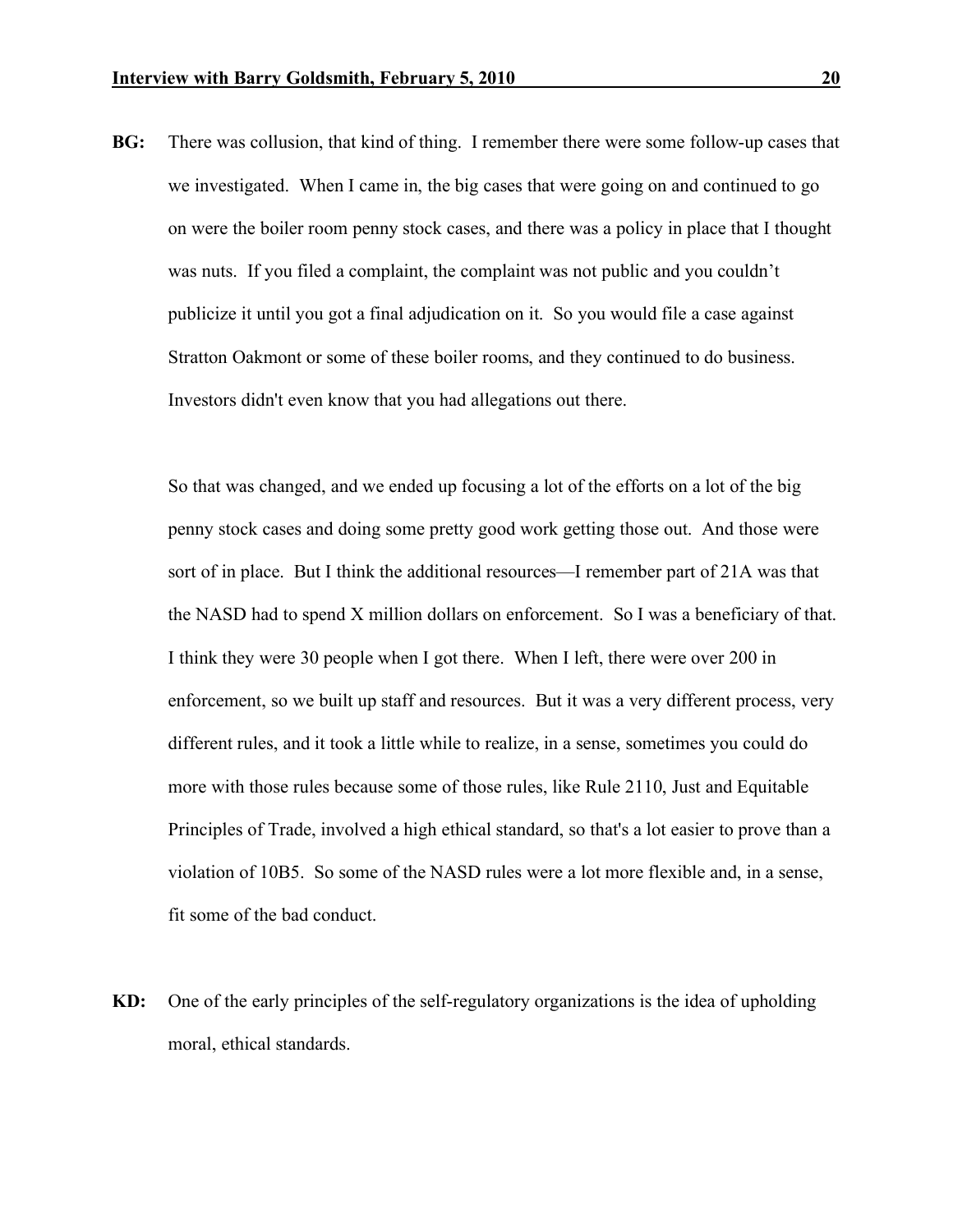**BG:** There was collusion, that kind of thing. I remember there were some follow-up cases that we investigated. When I came in, the big cases that were going on and continued to go on were the boiler room penny stock cases, and there was a policy in place that I thought was nuts. If you filed a complaint, the complaint was not public and you couldn't publicize it until you got a final adjudication on it. So you would file a case against Stratton Oakmont or some of these boiler rooms, and they continued to do business. Investors didn't even know that you had allegations out there.

So that was changed, and we ended up focusing a lot of the efforts on a lot of the big penny stock cases and doing some pretty good work getting those out. And those were sort of in place. But I think the additional resources—I remember part of 21A was that the NASD had to spend X million dollars on enforcement. So I was a beneficiary of that. I think they were 30 people when I got there. When I left, there were over 200 in enforcement, so we built up staff and resources. But it was a very different process, very different rules, and it took a little while to realize, in a sense, sometimes you could do more with those rules because some of those rules, like Rule 2110, Just and Equitable Principles of Trade, involved a high ethical standard, so that's a lot easier to prove than a violation of 10B5. So some of the NASD rules were a lot more flexible and, in a sense, fit some of the bad conduct.

**KD:** One of the early principles of the self-regulatory organizations is the idea of upholding moral, ethical standards.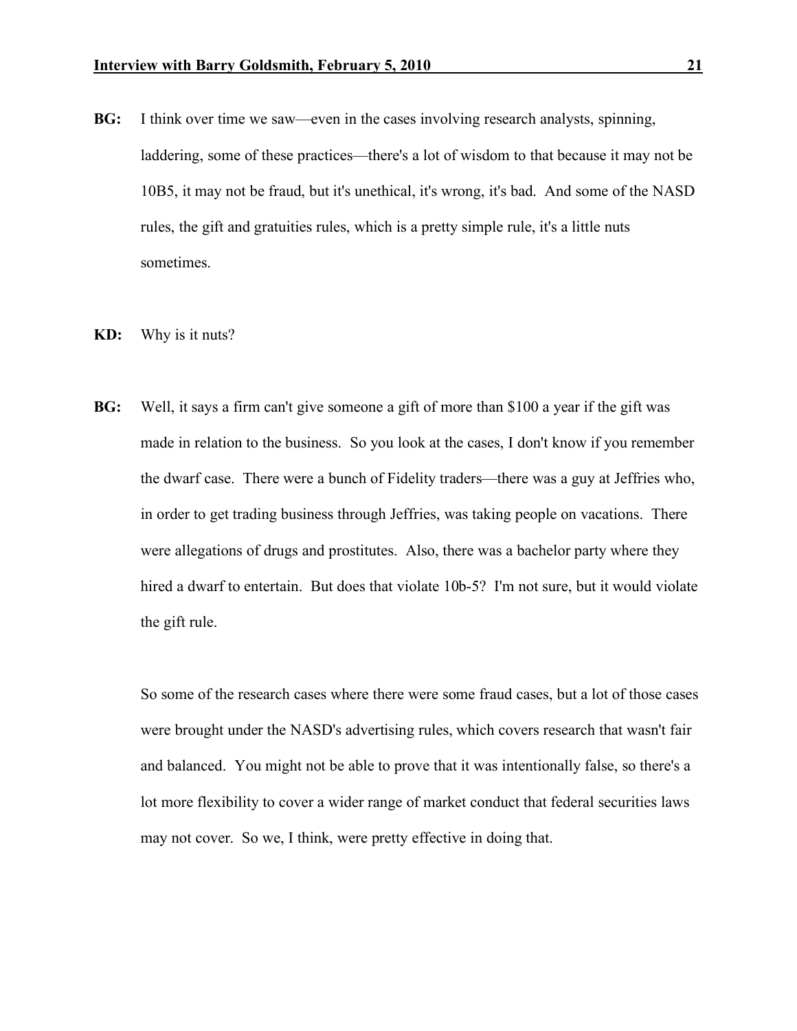**BG:** I think over time we saw—even in the cases involving research analysts, spinning, laddering, some of these practices—there's a lot of wisdom to that because it may not be 10B5, it may not be fraud, but it's unethical, it's wrong, it's bad. And some of the NASD rules, the gift and gratuities rules, which is a pretty simple rule, it's a little nuts sometimes.

**KD:** Why is it nuts?

**BG:** Well, it says a firm can't give someone a gift of more than $100 a year if the gift was made in relation to the business. So you look at the cases, I don't know if you remember the dwarf case. There were a bunch of Fidelity traders—there was a guy at Jeffries who, in order to get trading business through Jeffries, was taking people on vacations. There were allegations of drugs and prostitutes. Also, there was a bachelor party where they hired a dwarf to entertain. But does that violate 10b-5? I'm not sure, but it would violate the gift rule.

So some of the research cases where there were some fraud cases, but a lot of those cases were brought under the NASD's advertising rules, which covers research that wasn't fair and balanced. You might not be able to prove that it was intentionally false, so there's a lot more flexibility to cover a wider range of market conduct that federal securities laws may not cover. So we, I think, were pretty effective in doing that.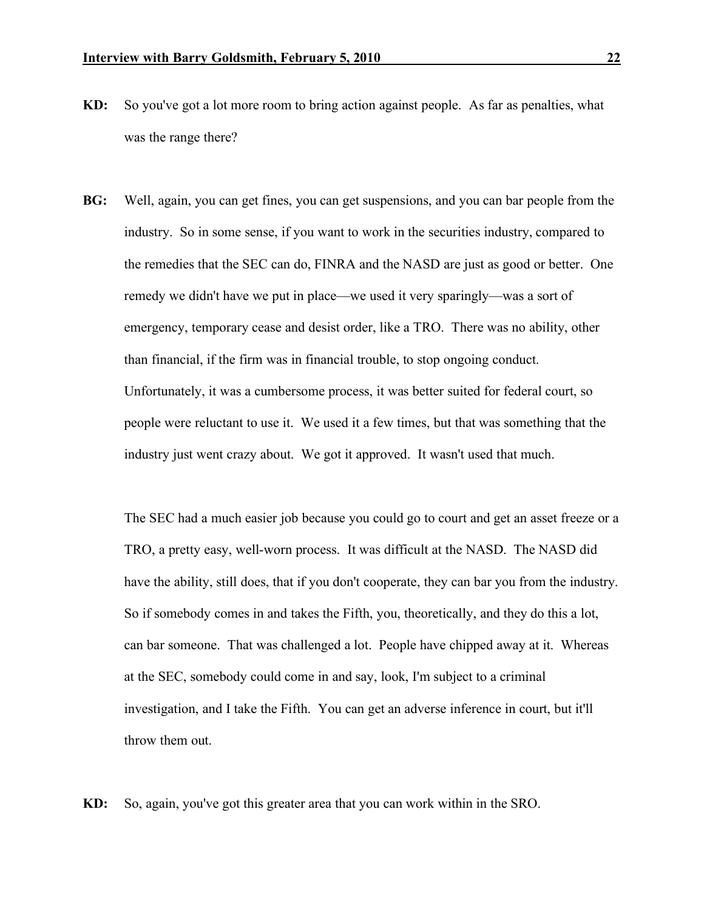**KD:** So you've got a lot more room to bring action against people. As far as penalties, what was the range there?

**BG:** Well, again, you can get fines, you can get suspensions, and you can bar people from the industry. So in some sense, if you want to work in the securities industry, compared to the remedies that the SEC can do, FINRA and the NASD are just as good or better. One remedy we didn't have we put in place—we used it very sparingly—was a sort of emergency, temporary cease and desist order, like a TRO. There was no ability, other than financial, if the firm was in financial trouble, to stop ongoing conduct. Unfortunately, it was a cumbersome process, it was better suited for federal court, so people were reluctant to use it. We used it a few times, but that was something that the industry just went crazy about. We got it approved. It wasn't used that much.

The SEC had a much easier job because you could go to court and get an asset freeze or a TRO, a pretty easy, well-worn process. It was difficult at the NASD. The NASD did have the ability, still does, that if you don't cooperate, they can bar you from the industry. So if somebody comes in and takes the Fifth, you, theoretically, and they do this a lot, can bar someone. That was challenged a lot. People have chipped away at it. Whereas at the SEC, somebody could come in and say, look, I'm subject to a criminal investigation, and I take the Fifth. You can get an adverse inference in court, but it'll throw them out.

**KD:** So, again, you've got this greater area that you can work within in the SRO.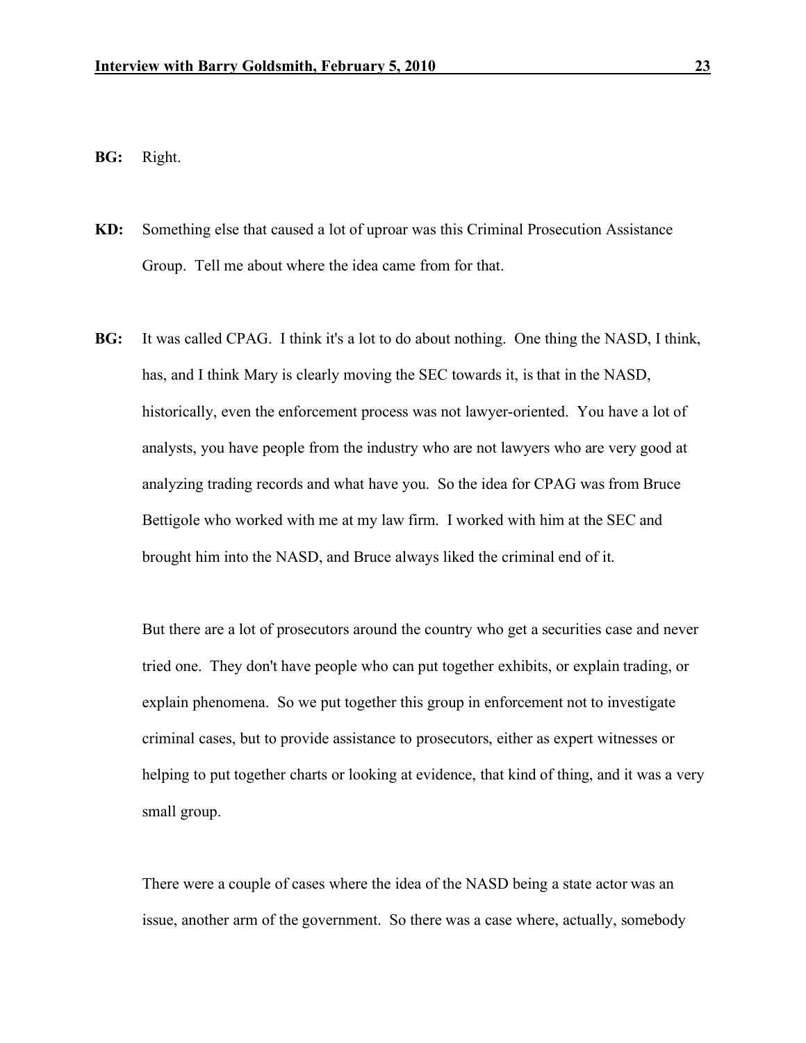**BG:** Right.

**KD:** Something else that caused a lot of uproar was this Criminal Prosecution Assistance Group. Tell me about where the idea came from for that.

**BG:** It was called CPAG. I think it's a lot to do about nothing. One thing the NASD, I think, has, and I think Mary is clearly moving the SEC towards it, is that in the NASD, historically, even the enforcement process was not lawyer-oriented. You have a lot of analysts, you have people from the industry who are not lawyers who are very good at analyzing trading records and what have you. So the idea for CPAG was from Bruce Bettigole who worked with me at my law firm. I worked with him at the SEC and brought him into the NASD, and Bruce always liked the criminal end of it.

But there are a lot of prosecutors around the country who get a securities case and never tried one. They don't have people who can put together exhibits, or explain trading, or explain phenomena. So we put together this group in enforcement not to investigate criminal cases, but to provide assistance to prosecutors, either as expert witnesses or helping to put together charts or looking at evidence, that kind of thing, and it was a very small group.

There were a couple of cases where the idea of the NASD being a state actor was an issue, another arm of the government. So there was a case where, actually, somebody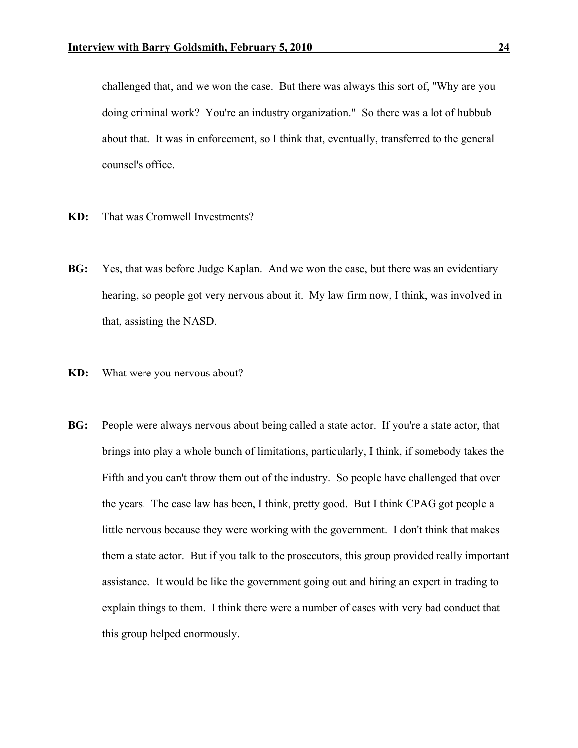challenged that, and we won the case. But there was always this sort of, "Why are you doing criminal work? You're an industry organization." So there was a lot of hubbub about that. It was in enforcement, so I think that, eventually, transferred to the general counsel's office.

**KD:** That was Cromwell Investments?

**BG:** Yes, that was before Judge Kaplan. And we won the case, but there was an evidentiary hearing, so people got very nervous about it. My law firm now, I think, was involved in that, assisting the NASD.

**KD:** What were you nervous about?

**BG:** People were always nervous about being called a state actor. If you're a state actor, that brings into play a whole bunch of limitations, particularly, I think, if somebody takes the Fifth and you can't throw them out of the industry. So people have challenged that over the years. The case law has been, I think, pretty good. But I think CPAG got people a little nervous because they were working with the government. I don't think that makes them a state actor. But if you talk to the prosecutors, this group provided really important assistance. It would be like the government going out and hiring an expert in trading to explain things to them. I think there were a number of cases with very bad conduct that this group helped enormously.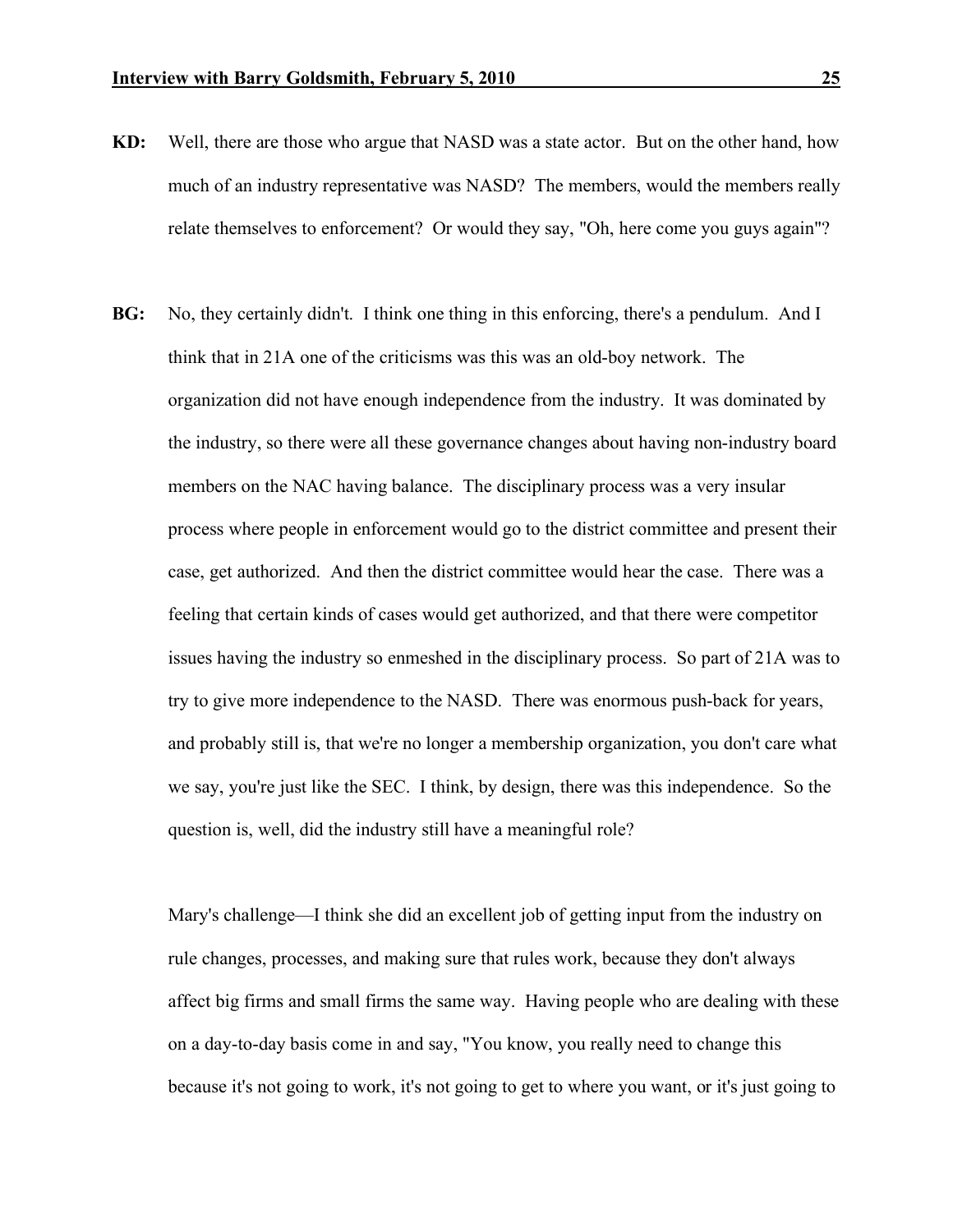**KD:** Well, there are those who argue that NASD was a state actor. But on the other hand, how much of an industry representative was NASD? The members, would the members really relate themselves to enforcement? Or would they say, "Oh, here come you guys again"?

**BG:** No, they certainly didn't. I think one thing in this enforcing, there's a pendulum. And I think that in 21A one of the criticisms was this was an old-boy network. The organization did not have enough independence from the industry. It was dominated by the industry, so there were all these governance changes about having non-industry board members on the NAC having balance. The disciplinary process was a very insular process where people in enforcement would go to the district committee and present their case, get authorized. And then the district committee would hear the case. There was a feeling that certain kinds of cases would get authorized, and that there were competitor issues having the industry so enmeshed in the disciplinary process. So part of 21A was to try to give more independence to the NASD. There was enormous push-back for years, and probably still is, that we're no longer a membership organization, you don't care what we say, you're just like the SEC. I think, by design, there was this independence. So the question is, well, did the industry still have a meaningful role?

Mary's challenge—I think she did an excellent job of getting input from the industry on rule changes, processes, and making sure that rules work, because they don't always affect big firms and small firms the same way. Having people who are dealing with these on a day-to-day basis come in and say, "You know, you really need to change this because it's not going to work, it's not going to get to where you want, or it's just going to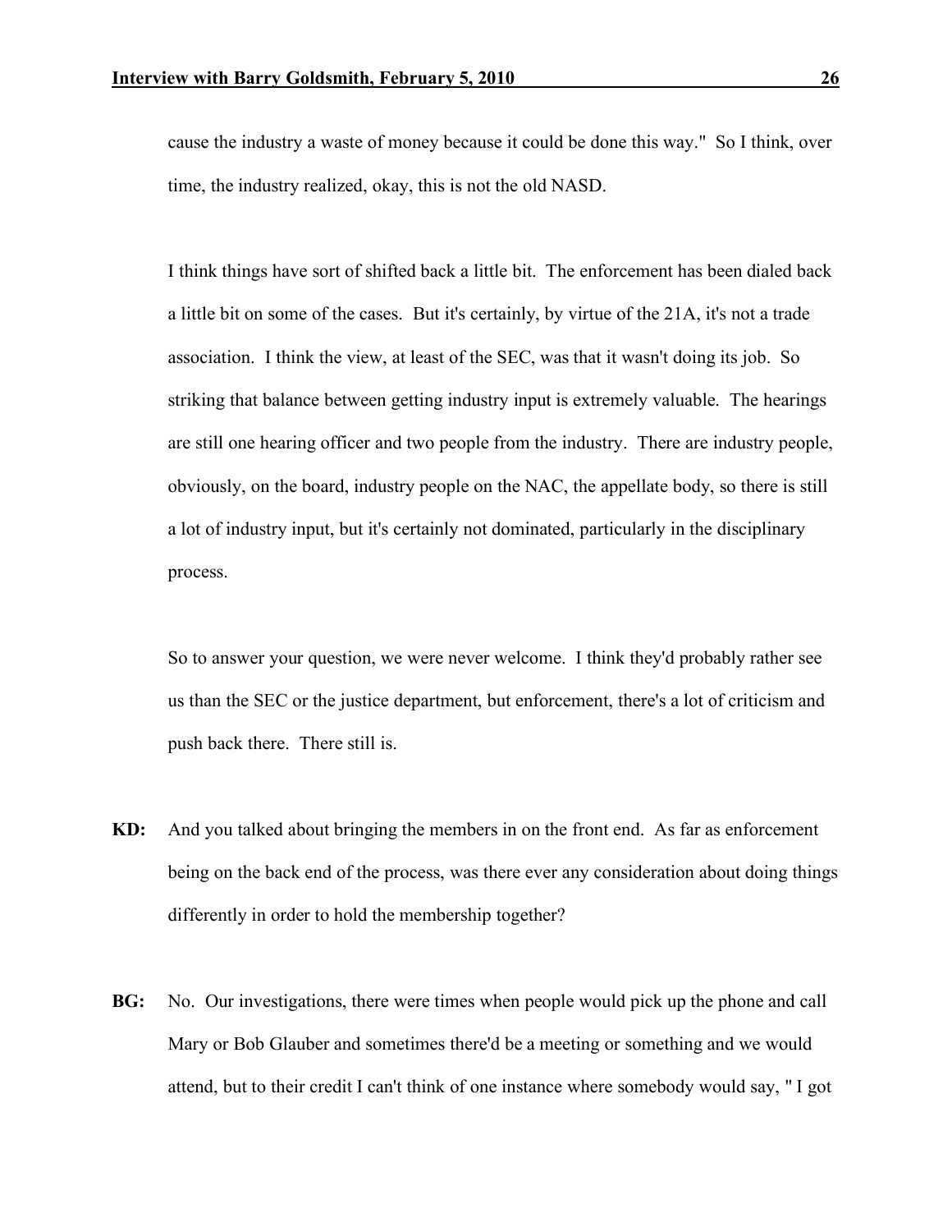cause the industry a waste of money because it could be done this way." So I think, over time, the industry realized, okay, this is not the old NASD.

I think things have sort of shifted back a little bit. The enforcement has been dialed back a little bit on some of the cases. But it's certainly, by virtue of the 21A, it's not a trade association. I think the view, at least of the SEC, was that it wasn't doing its job. So striking that balance between getting industry input is extremely valuable. The hearings are still one hearing officer and two people from the industry. There are industry people, obviously, on the board, industry people on the NAC, the appellate body, so there is still a lot of industry input, but it's certainly not dominated, particularly in the disciplinary process.

So to answer your question, we were never welcome. I think they'd probably rather see us than the SEC or the justice department, but enforcement, there's a lot of criticism and push back there. There still is.

**KD:** And you talked about bringing the members in on the front end. As far as enforcement being on the back end of the process, was there ever any consideration about doing things differently in order to hold the membership together?

**BG:** No. Our investigations, there were times when people would pick up the phone and call Mary or Bob Glauber and sometimes there'd be a meeting or something and we would attend, but to their credit I can't think of one instance where somebody would say, " I got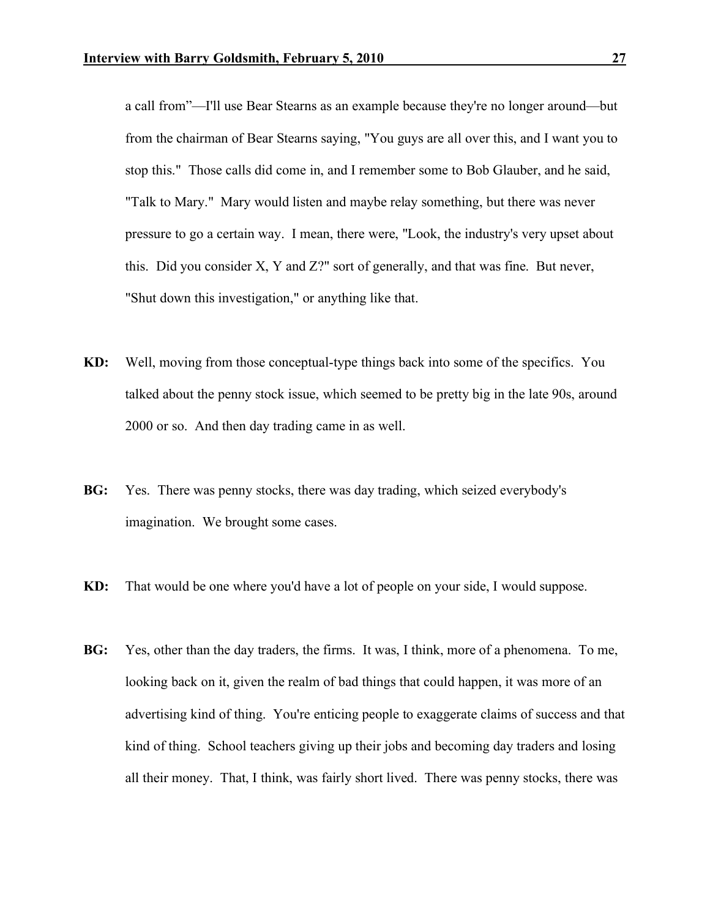a call from"—I'll use Bear Stearns as an example because they're no longer around—but from the chairman of Bear Stearns saying, "You guys are all over this, and I want you to stop this." Those calls did come in, and I remember some to Bob Glauber, and he said, "Talk to Mary." Mary would listen and maybe relay something, but there was never pressure to go a certain way. I mean, there were, "Look, the industry's very upset about this. Did you consider X, Y and Z?" sort of generally, and that was fine. But never, "Shut down this investigation," or anything like that.

**KD:** Well, moving from those conceptual-type things back into some of the specifics. You talked about the penny stock issue, which seemed to be pretty big in the late 90s, around 2000 or so. And then day trading came in as well.

**BG:** Yes. There was penny stocks, there was day trading, which seized everybody's imagination. We brought some cases.

**KD:** That would be one where you'd have a lot of people on your side, I would suppose.

**BG:** Yes, other than the day traders, the firms. It was, I think, more of a phenomena. To me, looking back on it, given the realm of bad things that could happen, it was more of an advertising kind of thing. You're enticing people to exaggerate claims of success and that kind of thing. School teachers giving up their jobs and becoming day traders and losing all their money. That, I think, was fairly short lived. There was penny stocks, there was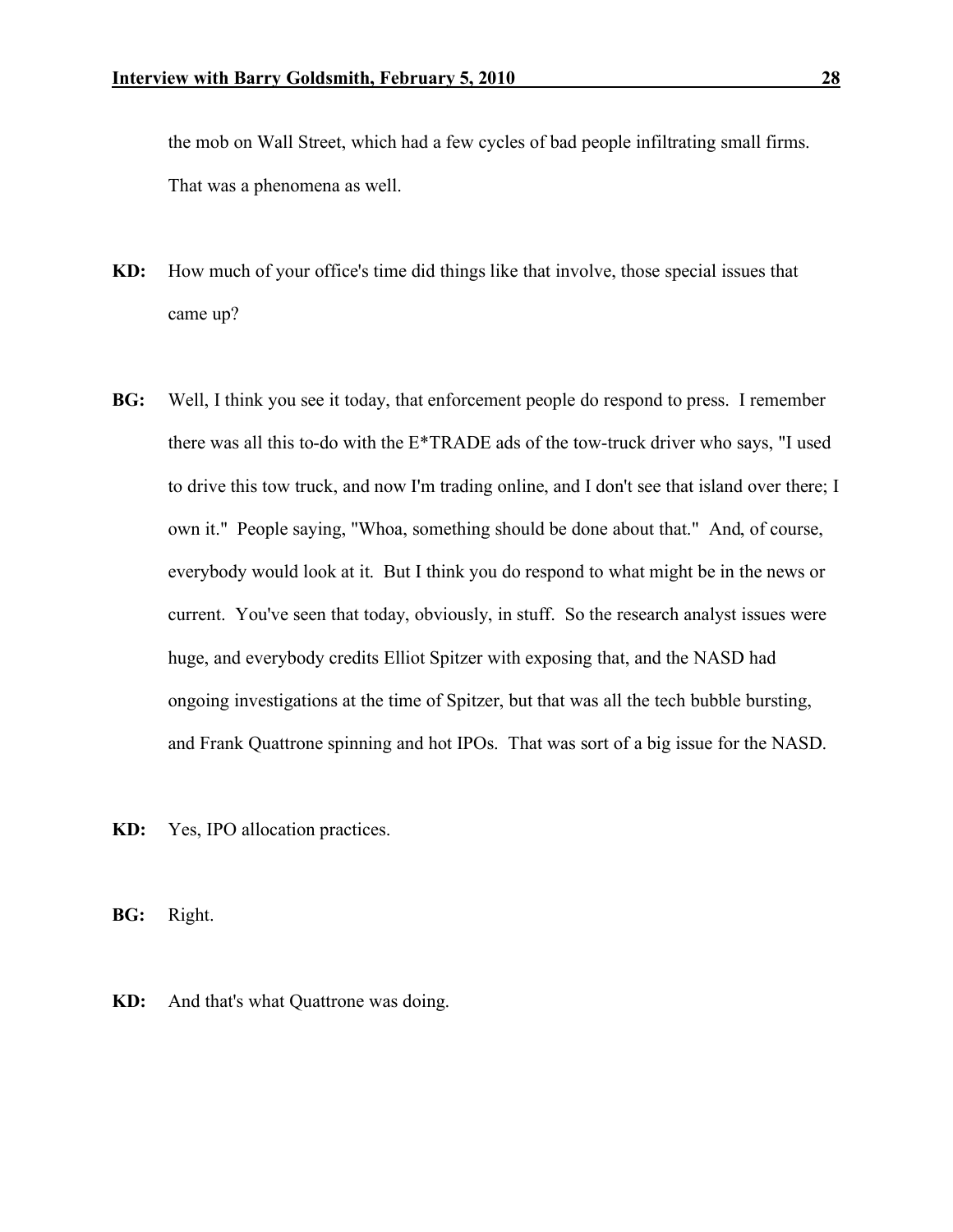the mob on Wall Street, which had a few cycles of bad people infiltrating small firms. That was a phenomena as well.

**KD:** How much of your office's time did things like that involve, those special issues that came up?

**BG:** Well, I think you see it today, that enforcement people do respond to press. I remember there was all this to-do with the E*TRADE ads of the tow-truck driver who says, "I used to drive this tow truck, and now I'm trading online, and I don't see that island over there; I own it." People saying, "Whoa, something should be done about that." And, of course, everybody would look at it. But I think you do respond to what might be in the news or current. You've seen that today, obviously, in stuff. So the research analyst issues were huge, and everybody credits Elliot Spitzer with exposing that, and the NASD had ongoing investigations at the time of Spitzer, but that was all the tech bubble bursting, and Frank Quattrone spinning and hot IPOs. That was sort of a big issue for the NASD.

**KD:** Yes, IPO allocation practices.

**BG:** Right.

**KD:** And that's what Quattrone was doing.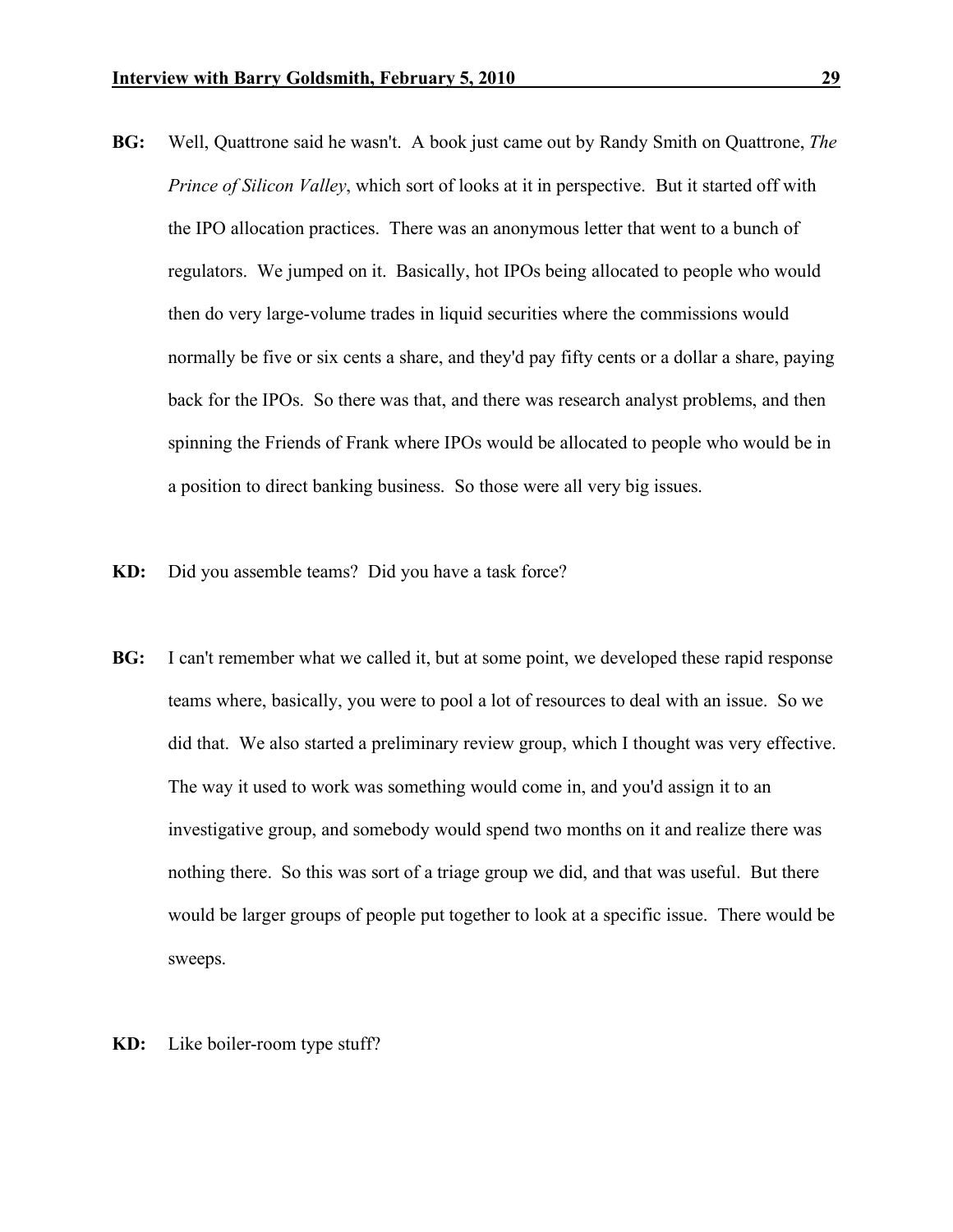**BG:** Well, Quattrone said he wasn't. A book just came out by Randy Smith on Quattrone, *The Prince of Silicon Valley*, which sort of looks at it in perspective. But it started off with the IPO allocation practices. There was an anonymous letter that went to a bunch of regulators. We jumped on it. Basically, hot IPOs being allocated to people who would then do very large-volume trades in liquid securities where the commissions would normally be five or six cents a share, and they'd pay fifty cents or a dollar a share, paying back for the IPOs. So there was that, and there was research analyst problems, and then spinning the Friends of Frank where IPOs would be allocated to people who would be in a position to direct banking business. So those were all very big issues.

**KD:** Did you assemble teams? Did you have a task force?

**BG:** I can't remember what we called it, but at some point, we developed these rapid response teams where, basically, you were to pool a lot of resources to deal with an issue. So we did that. We also started a preliminary review group, which I thought was very effective. The way it used to work was something would come in, and you'd assign it to an investigative group, and somebody would spend two months on it and realize there was nothing there. So this was sort of a triage group we did, and that was useful. But there would be larger groups of people put together to look at a specific issue. There would be sweeps.

**KD:** Like boiler-room type stuff?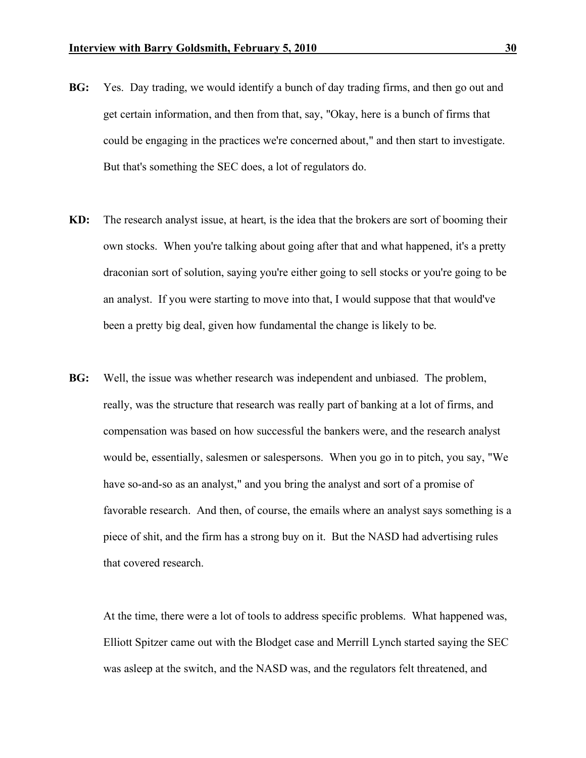**BG:** Yes. Day trading, we would identify a bunch of day trading firms, and then go out and get certain information, and then from that, say, "Okay, here is a bunch of firms that could be engaging in the practices we're concerned about," and then start to investigate. But that's something the SEC does, a lot of regulators do.

**KD:** The research analyst issue, at heart, is the idea that the brokers are sort of booming their own stocks. When you're talking about going after that and what happened, it's a pretty draconian sort of solution, saying you're either going to sell stocks or you're going to be an analyst. If you were starting to move into that, I would suppose that that would've been a pretty big deal, given how fundamental the change is likely to be.

**BG:** Well, the issue was whether research was independent and unbiased. The problem, really, was the structure that research was really part of banking at a lot of firms, and compensation was based on how successful the bankers were, and the research analyst would be, essentially, salesmen or salespersons. When you go in to pitch, you say, "We have so-and-so as an analyst," and you bring the analyst and sort of a promise of favorable research. And then, of course, the emails where an analyst says something is a piece of shit, and the firm has a strong buy on it. But the NASD had advertising rules that covered research.

At the time, there were a lot of tools to address specific problems. What happened was, Elliott Spitzer came out with the Blodget case and Merrill Lynch started saying the SEC was asleep at the switch, and the NASD was, and the regulators felt threatened, and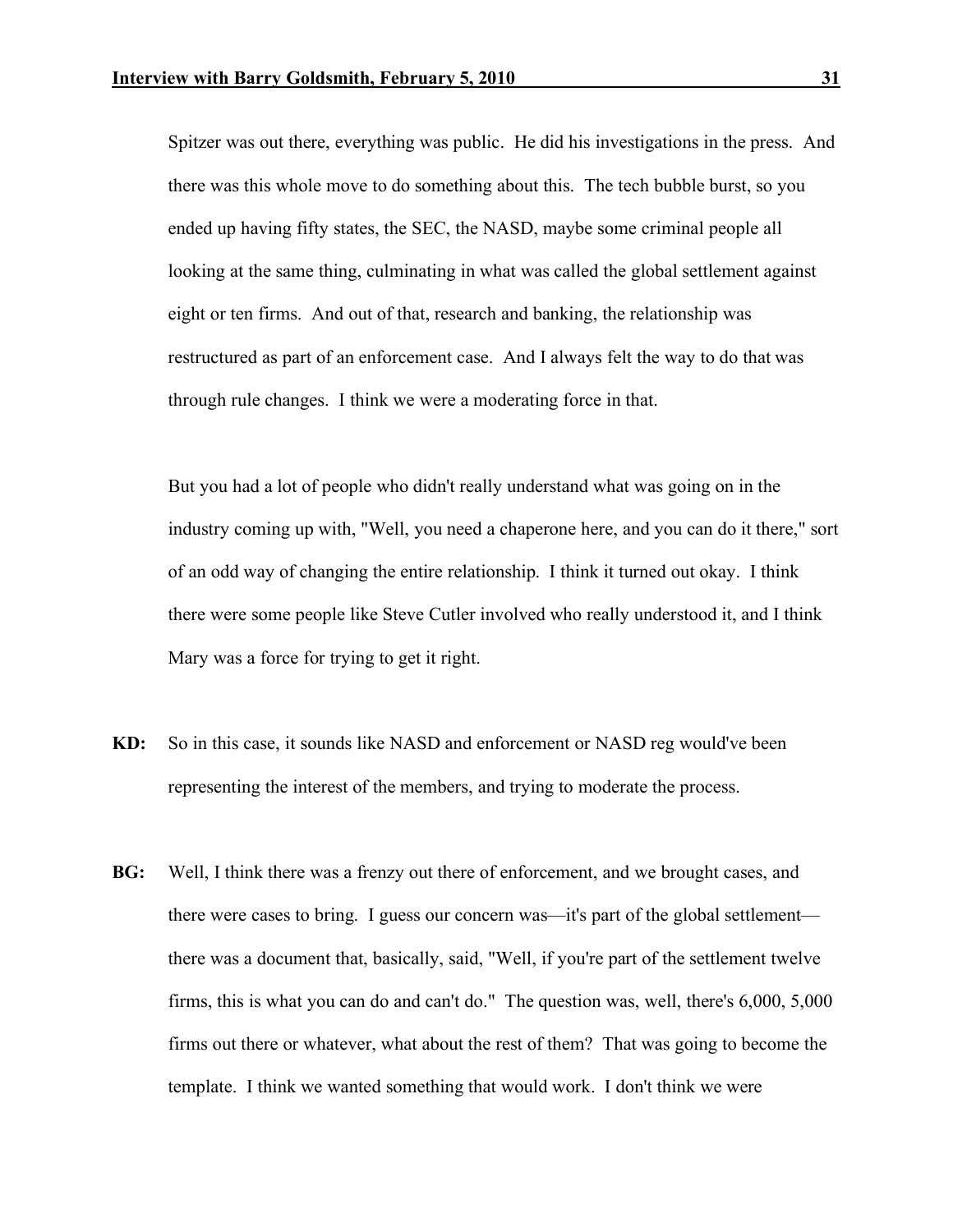Spitzer was out there, everything was public. He did his investigations in the press. And there was this whole move to do something about this. The tech bubble burst, so you ended up having fifty states, the SEC, the NASD, maybe some criminal people all looking at the same thing, culminating in what was called the global settlement against eight or ten firms. And out of that, research and banking, the relationship was restructured as part of an enforcement case. And I always felt the way to do that was through rule changes. I think we were a moderating force in that.

But you had a lot of people who didn't really understand what was going on in the industry coming up with, "Well, you need a chaperone here, and you can do it there," sort of an odd way of changing the entire relationship. I think it turned out okay. I think there were some people like Steve Cutler involved who really understood it, and I think Mary was a force for trying to get it right.

**KD:** So in this case, it sounds like NASD and enforcement or NASD reg would've been representing the interest of the members, and trying to moderate the process.

**BG:** Well, I think there was a frenzy out there of enforcement, and we brought cases, and there were cases to bring. I guess our concern was—it's part of the global settlement—there was a document that, basically, said, "Well, if you're part of the settlement twelve firms, this is what you can do and can't do." The question was, well, there's 6,000, 5,000 firms out there or whatever, what about the rest of them? That was going to become the template. I think we wanted something that would work. I don't think we were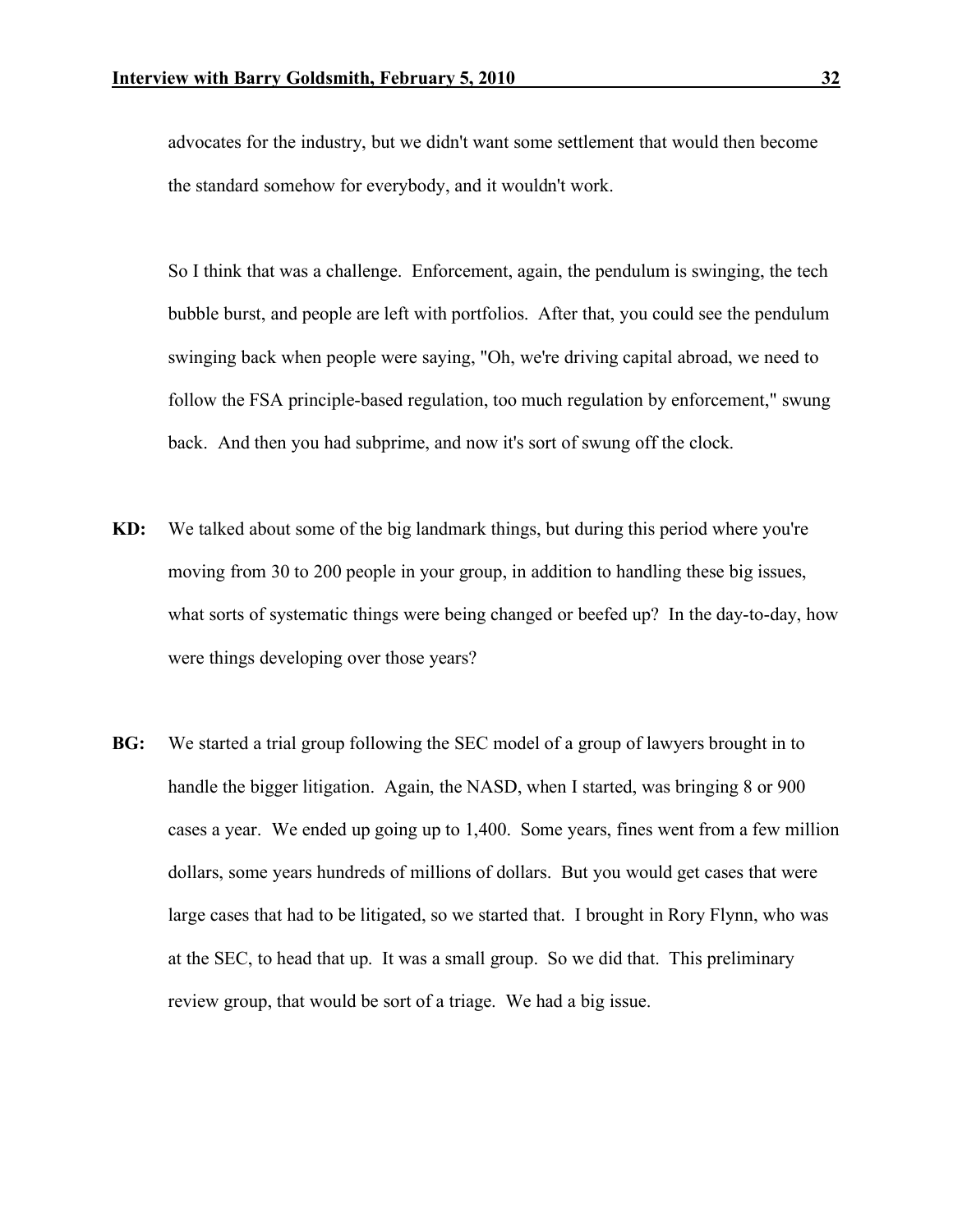advocates for the industry, but we didn't want some settlement that would then become the standard somehow for everybody, and it wouldn't work.

So I think that was a challenge. Enforcement, again, the pendulum is swinging, the tech bubble burst, and people are left with portfolios. After that, you could see the pendulum swinging back when people were saying, "Oh, we're driving capital abroad, we need to follow the FSA principle-based regulation, too much regulation by enforcement," swung back. And then you had subprime, and now it's sort of swung off the clock.

**KD:** We talked about some of the big landmark things, but during this period where you're moving from 30 to 200 people in your group, in addition to handling these big issues, what sorts of systematic things were being changed or beefed up? In the day-to-day, how were things developing over those years?

**BG:** We started a trial group following the SEC model of a group of lawyers brought in to handle the bigger litigation. Again, the NASD, when I started, was bringing 8 or 900 cases a year. We ended up going up to 1,400. Some years, fines went from a few million dollars, some years hundreds of millions of dollars. But you would get cases that were large cases that had to be litigated, so we started that. I brought in Rory Flynn, who was at the SEC, to head that up. It was a small group. So we did that. This preliminary review group, that would be sort of a triage. We had a big issue.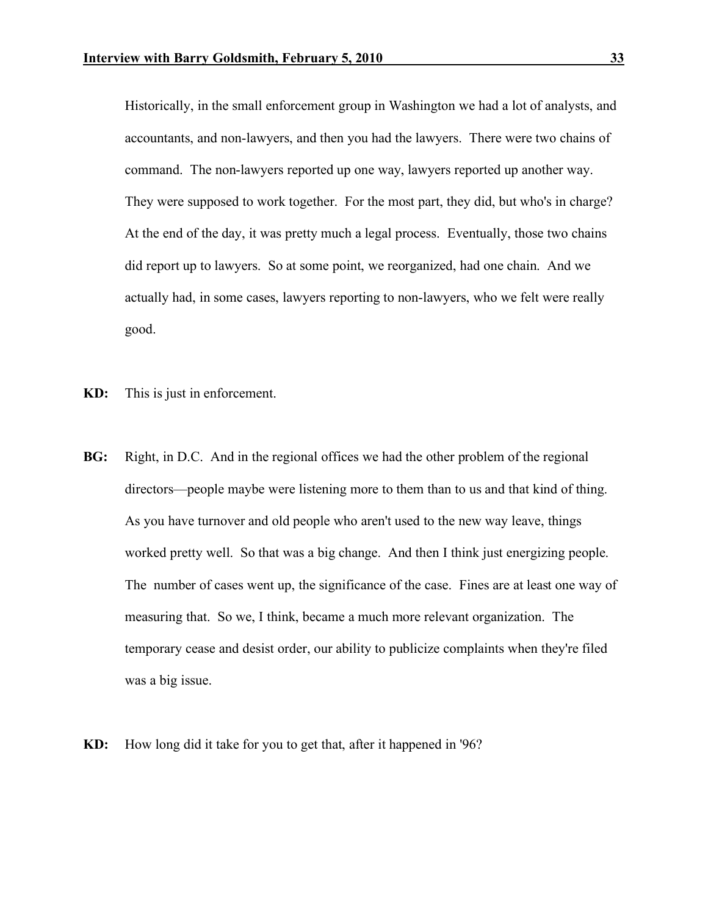Historically, in the small enforcement group in Washington we had a lot of analysts, and accountants, and non-lawyers, and then you had the lawyers. There were two chains of command. The non-lawyers reported up one way, lawyers reported up another way. They were supposed to work together. For the most part, they did, but who's in charge? At the end of the day, it was pretty much a legal process. Eventually, those two chains did report up to lawyers. So at some point, we reorganized, had one chain. And we actually had, in some cases, lawyers reporting to non-lawyers, who we felt were really good.

**KD:** This is just in enforcement.

**BG:** Right, in D.C. And in the regional offices we had the other problem of the regional directors—people maybe were listening more to them than to us and that kind of thing. As you have turnover and old people who aren't used to the new way leave, things worked pretty well. So that was a big change. And then I think just energizing people. The number of cases went up, the significance of the case. Fines are at least one way of measuring that. So we, I think, became a much more relevant organization. The temporary cease and desist order, our ability to publicize complaints when they're filed was a big issue.

**KD:** How long did it take for you to get that, after it happened in '96?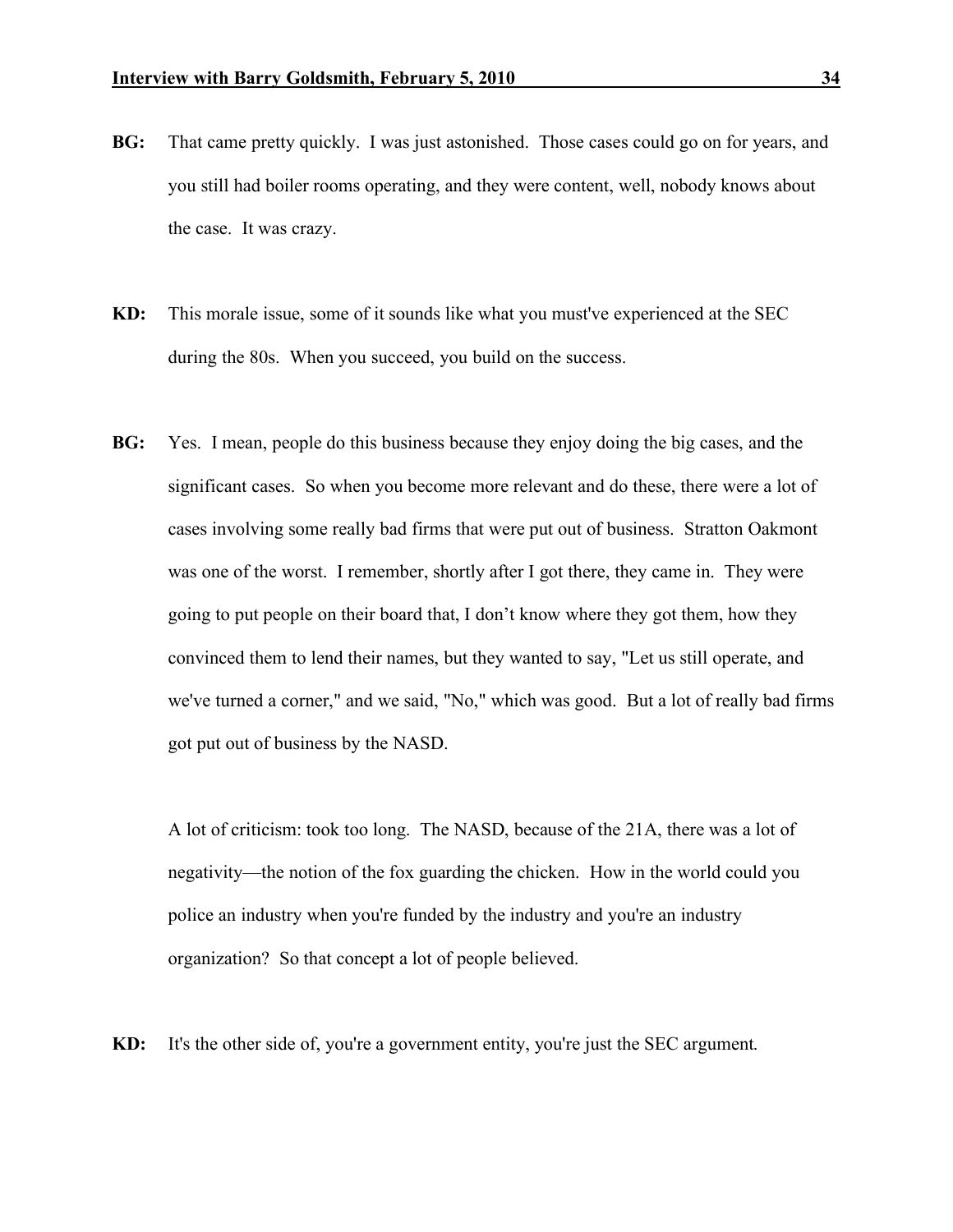**BG:** That came pretty quickly. I was just astonished. Those cases could go on for years, and you still had boiler rooms operating, and they were content, well, nobody knows about the case. It was crazy.

**KD:** This morale issue, some of it sounds like what you must've experienced at the SEC during the 80s. When you succeed, you build on the success.

**BG:** Yes. I mean, people do this business because they enjoy doing the big cases, and the significant cases. So when you become more relevant and do these, there were a lot of cases involving some really bad firms that were put out of business. Stratton Oakmont was one of the worst. I remember, shortly after I got there, they came in. They were going to put people on their board that, I don't know where they got them, how they convinced them to lend their names, but they wanted to say, "Let us still operate, and we've turned a corner," and we said, "No," which was good. But a lot of really bad firms got put out of business by the NASD.

A lot of criticism: took too long. The NASD, because of the 21A, there was a lot of negativity—the notion of the fox guarding the chicken. How in the world could you police an industry when you're funded by the industry and you're an industry organization? So that concept a lot of people believed.

**KD:** It's the other side of, you're a government entity, you're just the SEC argument.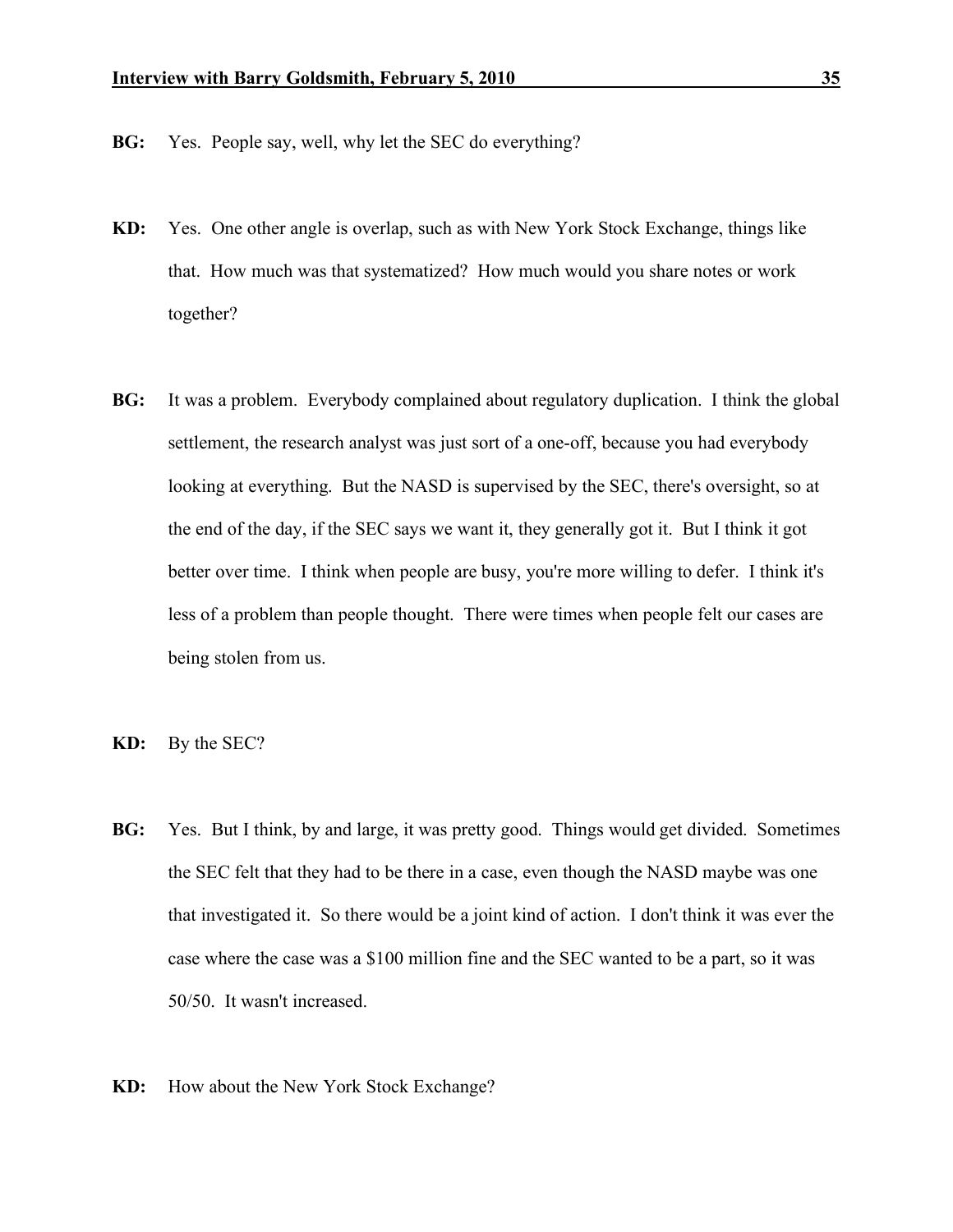**BG:** Yes. People say, well, why let the SEC do everything?

**KD:** Yes. One other angle is overlap, such as with New York Stock Exchange, things like that. How much was that systematized? How much would you share notes or work together?

**BG:** It was a problem. Everybody complained about regulatory duplication. I think the global settlement, the research analyst was just sort of a one-off, because you had everybody looking at everything. But the NASD is supervised by the SEC, there's oversight, so at the end of the day, if the SEC says we want it, they generally got it. But I think it got better over time. I think when people are busy, you're more willing to defer. I think it's less of a problem than people thought. There were times when people felt our cases are being stolen from us.

**KD:** By the SEC?

**BG:** Yes. But I think, by and large, it was pretty good. Things would get divided. Sometimes the SEC felt that they had to be there in a case, even though the NASD maybe was one that investigated it. So there would be a joint kind of action. I don't think it was ever the case where the case was a $100 million fine and the SEC wanted to be a part, so it was 50/50. It wasn't increased.

**KD:** How about the New York Stock Exchange?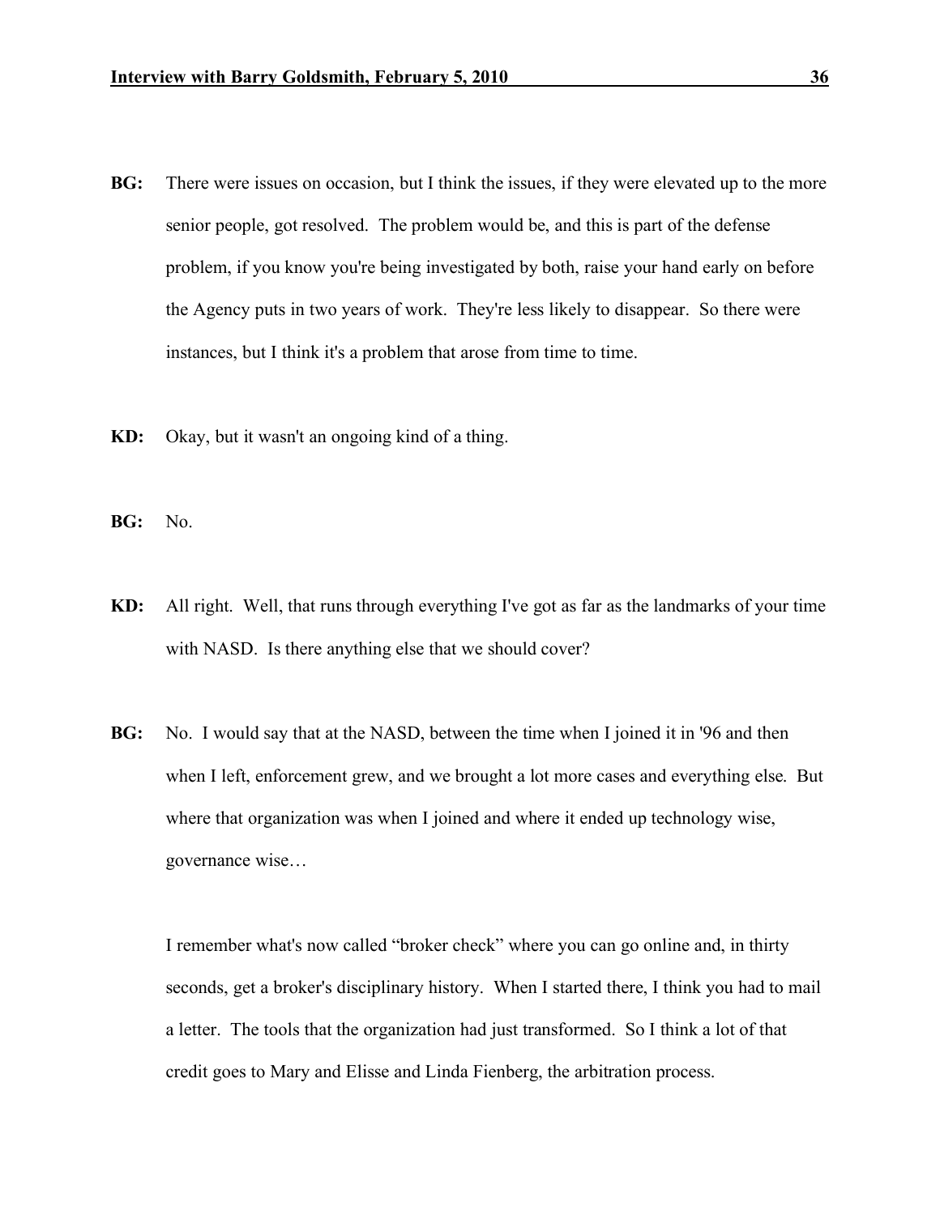**BG:** There were issues on occasion, but I think the issues, if they were elevated up to the more senior people, got resolved. The problem would be, and this is part of the defense problem, if you know you're being investigated by both, raise your hand early on before the Agency puts in two years of work. They're less likely to disappear. So there were instances, but I think it's a problem that arose from time to time.

**KD:** Okay, but it wasn't an ongoing kind of a thing.

**BG:** No.

**KD:** All right. Well, that runs through everything I've got as far as the landmarks of your time with NASD. Is there anything else that we should cover?

**BG:** No. I would say that at the NASD, between the time when I joined it in '96 and then when I left, enforcement grew, and we brought a lot more cases and everything else. But where that organization was when I joined and where it ended up technology wise, governance wise…

I remember what's now called "broker check" where you can go online and, in thirty seconds, get a broker's disciplinary history. When I started there, I think you had to mail a letter. The tools that the organization had just transformed. So I think a lot of that credit goes to Mary and Elisse and Linda Fienberg, the arbitration process.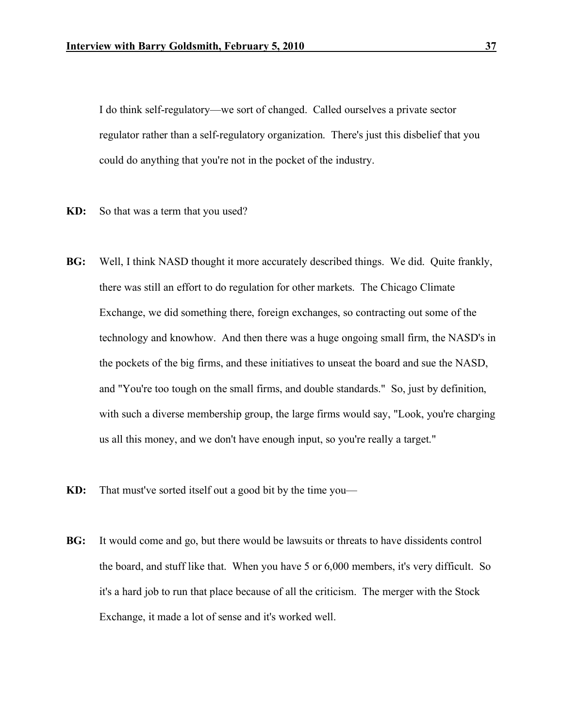I do think self-regulatory—we sort of changed. Called ourselves a private sector regulator rather than a self-regulatory organization. There's just this disbelief that you could do anything that you're not in the pocket of the industry.

**KD:** So that was a term that you used?

**BG:** Well, I think NASD thought it more accurately described things. We did. Quite frankly, there was still an effort to do regulation for other markets. The Chicago Climate Exchange, we did something there, foreign exchanges, so contracting out some of the technology and knowhow. And then there was a huge ongoing small firm, the NASD's in the pockets of the big firms, and these initiatives to unseat the board and sue the NASD, and "You're too tough on the small firms, and double standards." So, just by definition, with such a diverse membership group, the large firms would say, "Look, you're charging us all this money, and we don't have enough input, so you're really a target."

**KD:** That must've sorted itself out a good bit by the time you—

**BG:** It would come and go, but there would be lawsuits or threats to have dissidents control the board, and stuff like that. When you have 5 or 6,000 members, it's very difficult. So it's a hard job to run that place because of all the criticism. The merger with the Stock Exchange, it made a lot of sense and it's worked well.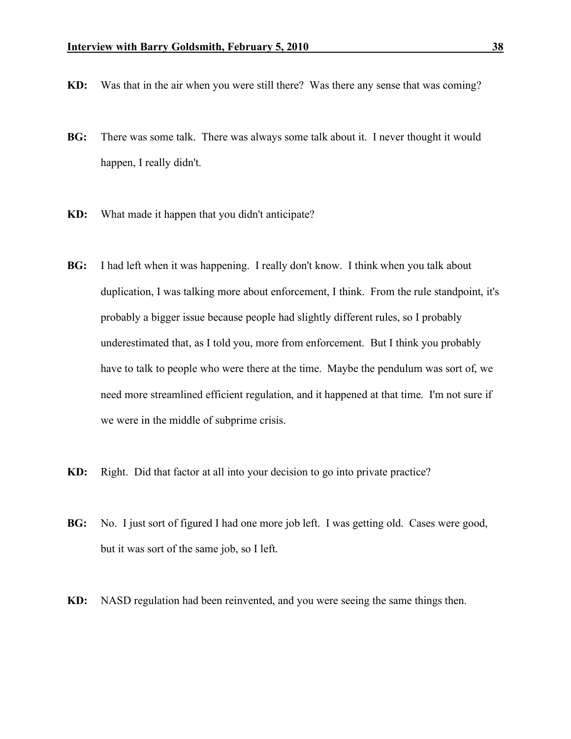**KD:** Was that in the air when you were still there? Was there any sense that was coming?

**BG:** There was some talk. There was always some talk about it. I never thought it would happen, I really didn't.

**KD:** What made it happen that you didn't anticipate?

**BG:** I had left when it was happening. I really don't know. I think when you talk about duplication, I was talking more about enforcement, I think. From the rule standpoint, it's probably a bigger issue because people had slightly different rules, so I probably underestimated that, as I told you, more from enforcement. But I think you probably have to talk to people who were there at the time. Maybe the pendulum was sort of, we need more streamlined efficient regulation, and it happened at that time. I'm not sure if we were in the middle of subprime crisis.

**KD:** Right. Did that factor at all into your decision to go into private practice?

**BG:** No. I just sort of figured I had one more job left. I was getting old. Cases were good, but it was sort of the same job, so I left.

**KD:** NASD regulation had been reinvented, and you were seeing the same things then.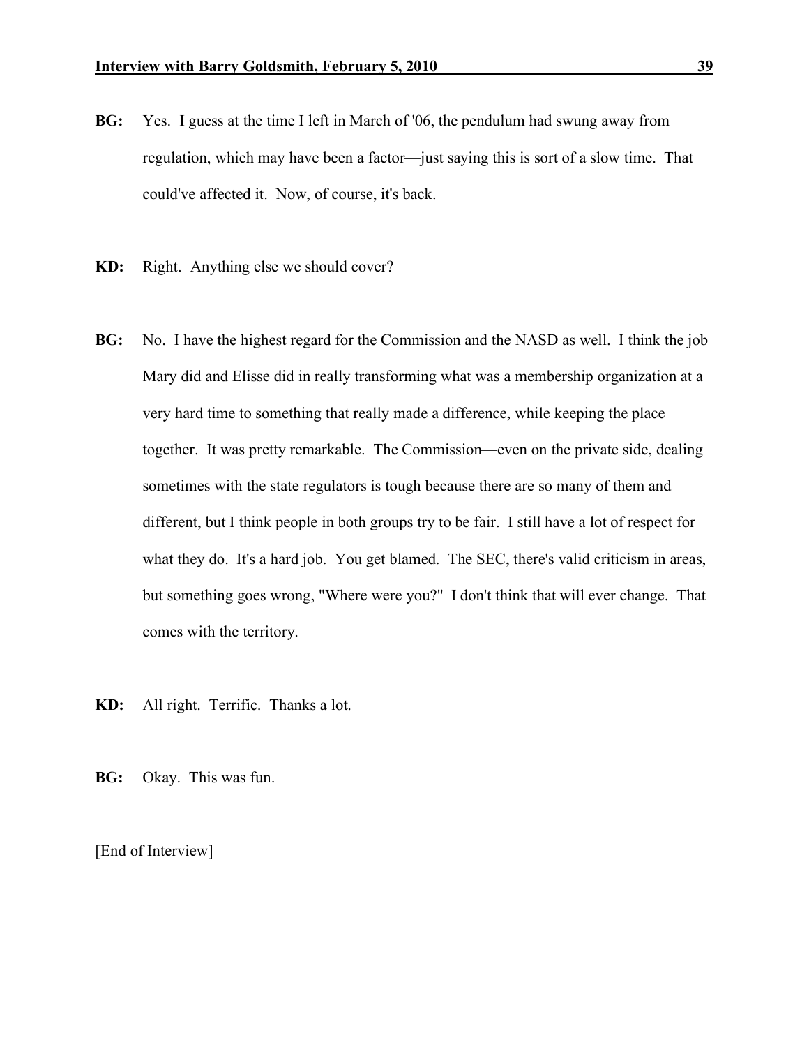**BG:** Yes. I guess at the time I left in March of '06, the pendulum had swung away from regulation, which may have been a factor—just saying this is sort of a slow time. That could've affected it. Now, of course, it's back.

**KD:** Right. Anything else we should cover?

**BG:** No. I have the highest regard for the Commission and the NASD as well. I think the job Mary did and Elisse did in really transforming what was a membership organization at a very hard time to something that really made a difference, while keeping the place together. It was pretty remarkable. The Commission—even on the private side, dealing sometimes with the state regulators is tough because there are so many of them and different, but I think people in both groups try to be fair. I still have a lot of respect for what they do. It's a hard job. You get blamed. The SEC, there's valid criticism in areas, but something goes wrong, "Where were you?" I don't think that will ever change. That comes with the territory.

**KD:** All right. Terrific. Thanks a lot.

**BG:** Okay. This was fun.

[End of Interview]